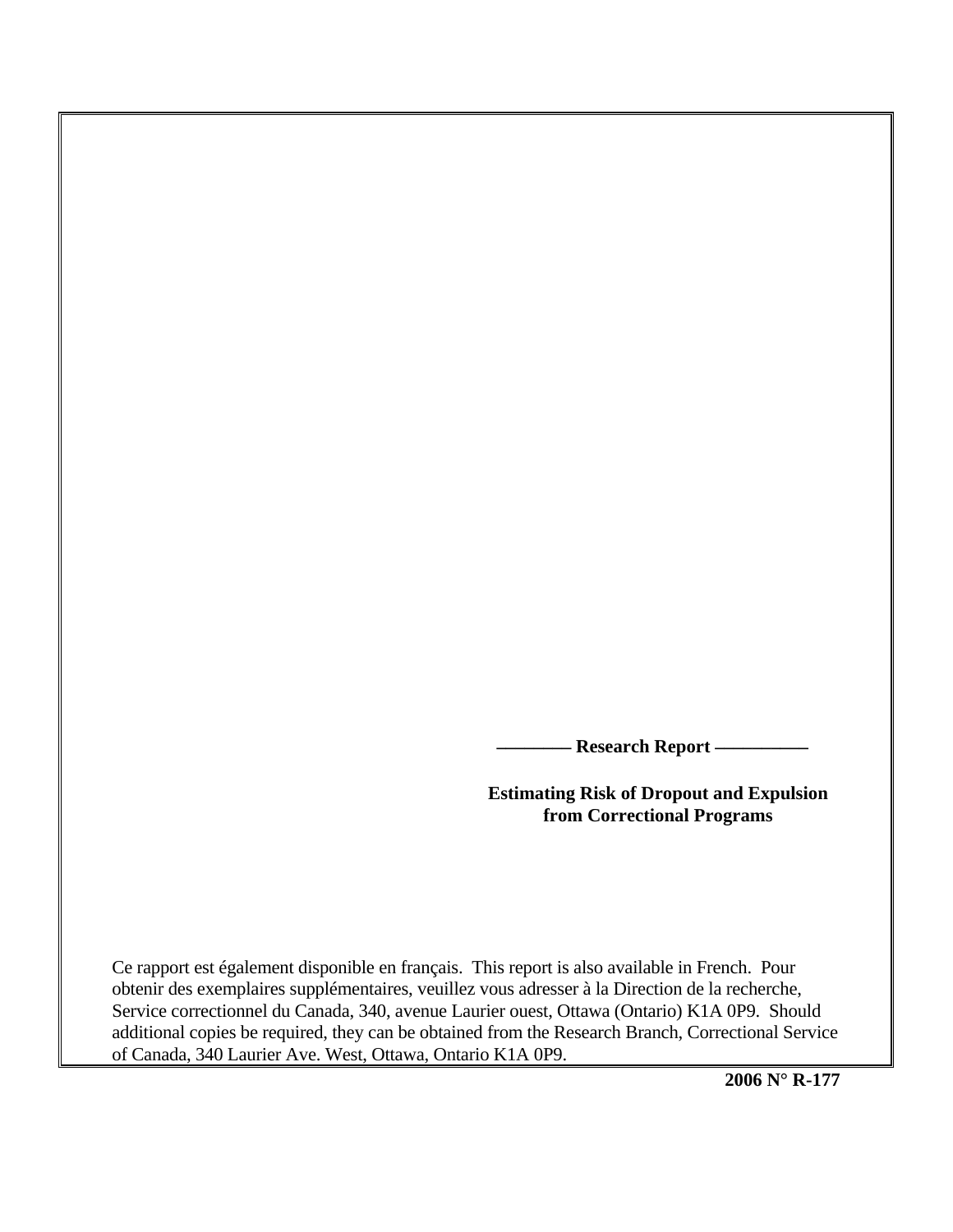**———— Research Report —————**

# Estimating Risk of Dropout and Expulsion from Correctional Programs

Ce rapport est également disponible en français. This report is also available in French. Pour obtenir des exemplaires supplémentaires, veuillez vous adresser à la Direction de la recherche, Service correctionnel du Canada, 340, avenue Laurier ouest, Ottawa (Ontario) K1A 0P9. Should additional copies be required, they can be obtained from the Research Branch, Correctional Service of Canada, 340 Laurier Ave. West, Ottawa, Ontario K1A 0P9.

**2006 N° R-177**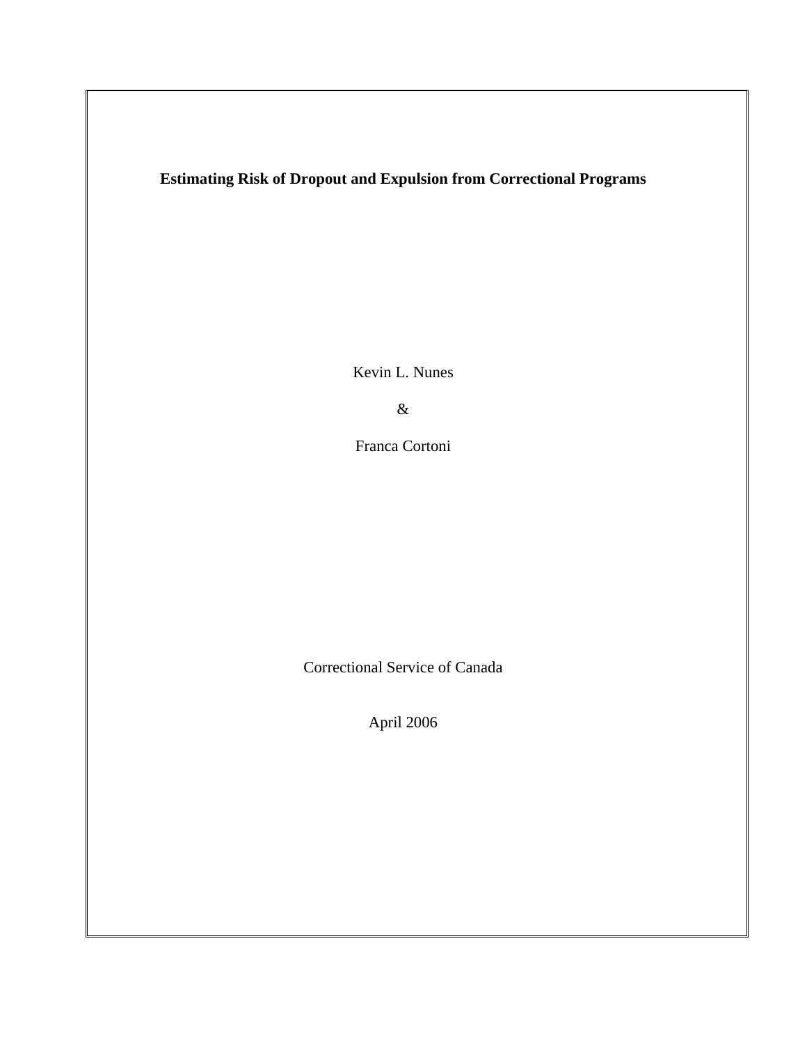**Estimating Risk of Dropout and Expulsion from Correctional Programs**

Kevin L. Nunes

&

Franca Cortoni

Correctional Service of Canada

April 2006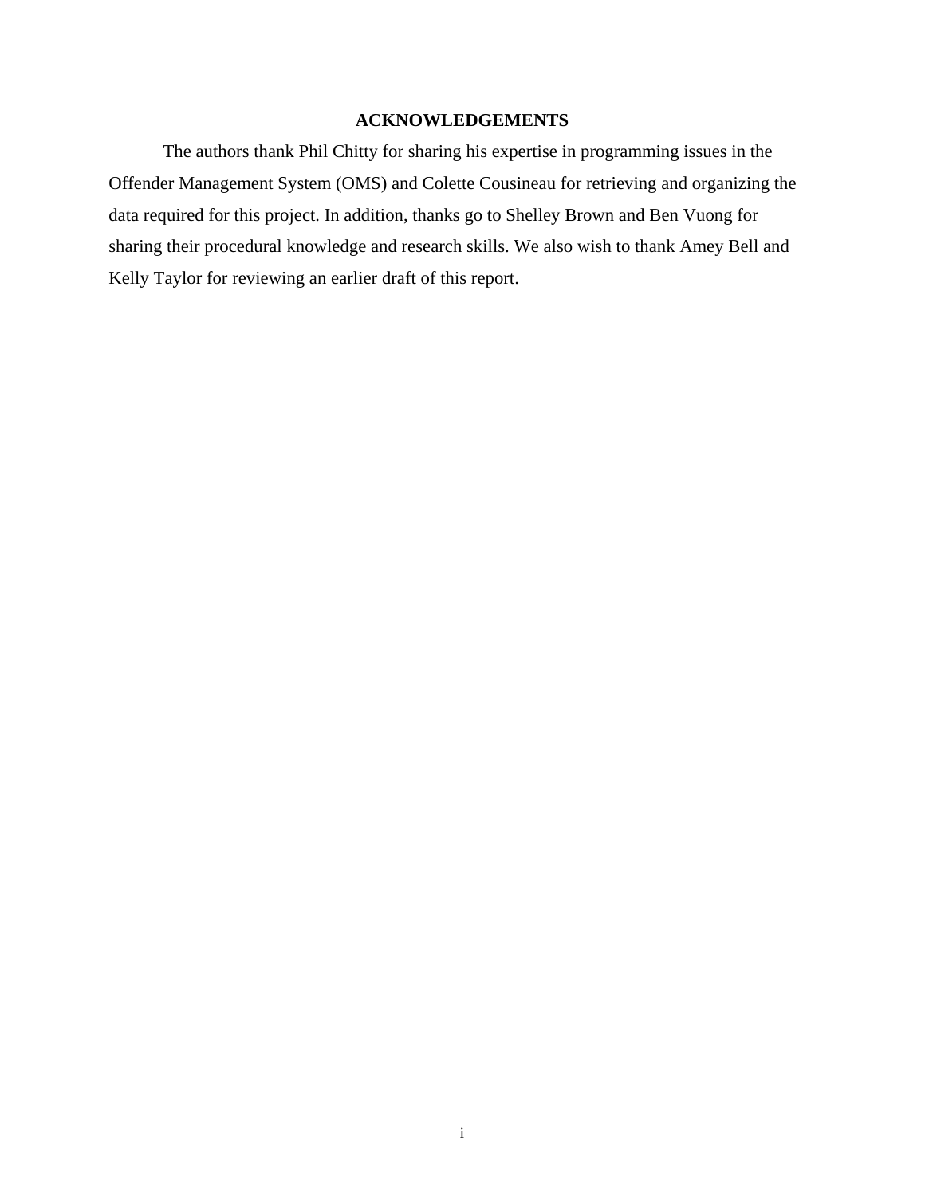# ACKNOWLEDGEMENTS

The authors thank Phil Chitty for sharing his expertise in programming issues in the Offender Management System (OMS) and Colette Cousineau for retrieving and organizing the data required for this project. In addition, thanks go to Shelley Brown and Ben Vuong for sharing their procedural knowledge and research skills. We also wish to thank Amey Bell and Kelly Taylor for reviewing an earlier draft of this report.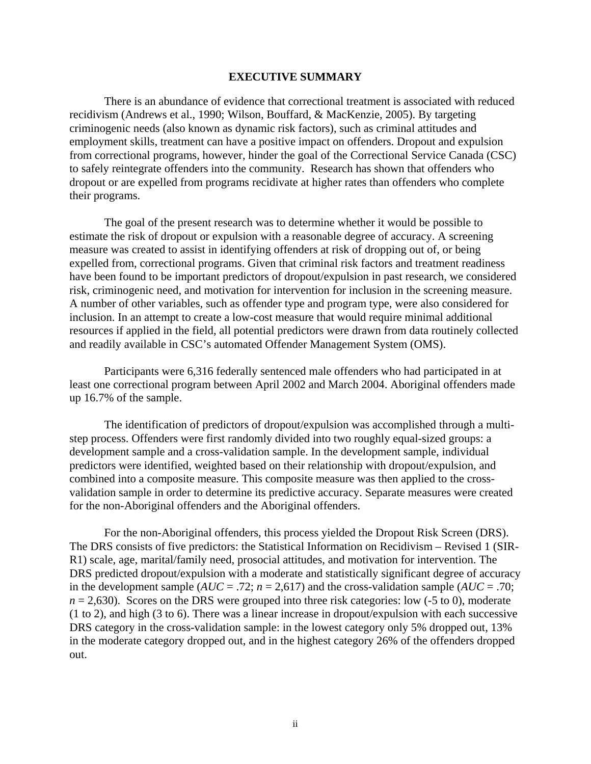# EXECUTIVE SUMMARY

There is an abundance of evidence that correctional treatment is associated with reduced recidivism (Andrews et al., 1990; Wilson, Bouffard, & MacKenzie, 2005). By targeting criminogenic needs (also known as dynamic risk factors), such as criminal attitudes and employment skills, treatment can have a positive impact on offenders. Dropout and expulsion from correctional programs, however, hinder the goal of the Correctional Service Canada (CSC) to safely reintegrate offenders into the community. Research has shown that offenders who dropout or are expelled from programs recidivate at higher rates than offenders who complete their programs.

The goal of the present research was to determine whether it would be possible to estimate the risk of dropout or expulsion with a reasonable degree of accuracy. A screening measure was created to assist in identifying offenders at risk of dropping out of, or being expelled from, correctional programs. Given that criminal risk factors and treatment readiness have been found to be important predictors of dropout/expulsion in past research, we considered risk, criminogenic need, and motivation for intervention for inclusion in the screening measure. A number of other variables, such as offender type and program type, were also considered for inclusion. In an attempt to create a low-cost measure that would require minimal additional resources if applied in the field, all potential predictors were drawn from data routinely collected and readily available in CSC's automated Offender Management System (OMS).

Participants were 6,316 federally sentenced male offenders who had participated in at least one correctional program between April 2002 and March 2004. Aboriginal offenders made up 16.7% of the sample.

The identification of predictors of dropout/expulsion was accomplished through a multi-step process. Offenders were first randomly divided into two roughly equal-sized groups: a development sample and a cross-validation sample. In the development sample, individual predictors were identified, weighted based on their relationship with dropout/expulsion, and combined into a composite measure. This composite measure was then applied to the cross-validation sample in order to determine its predictive accuracy. Separate measures were created for the non-Aboriginal offenders and the Aboriginal offenders.

For the non-Aboriginal offenders, this process yielded the Dropout Risk Screen (DRS). The DRS consists of five predictors: the Statistical Information on Recidivism – Revised 1 (SIR-R1) scale, age, marital/family need, prosocial attitudes, and motivation for intervention. The DRS predicted dropout/expulsion with a moderate and statistically significant degree of accuracy in the development sample (*AUC* = .72; *n* = 2,617) and the cross-validation sample (*AUC* = .70; *n* = 2,630). Scores on the DRS were grouped into three risk categories: low (-5 to 0), moderate (1 to 2), and high (3 to 6). There was a linear increase in dropout/expulsion with each successive DRS category in the cross-validation sample: in the lowest category only 5% dropped out, 13% in the moderate category dropped out, and in the highest category 26% of the offenders dropped out.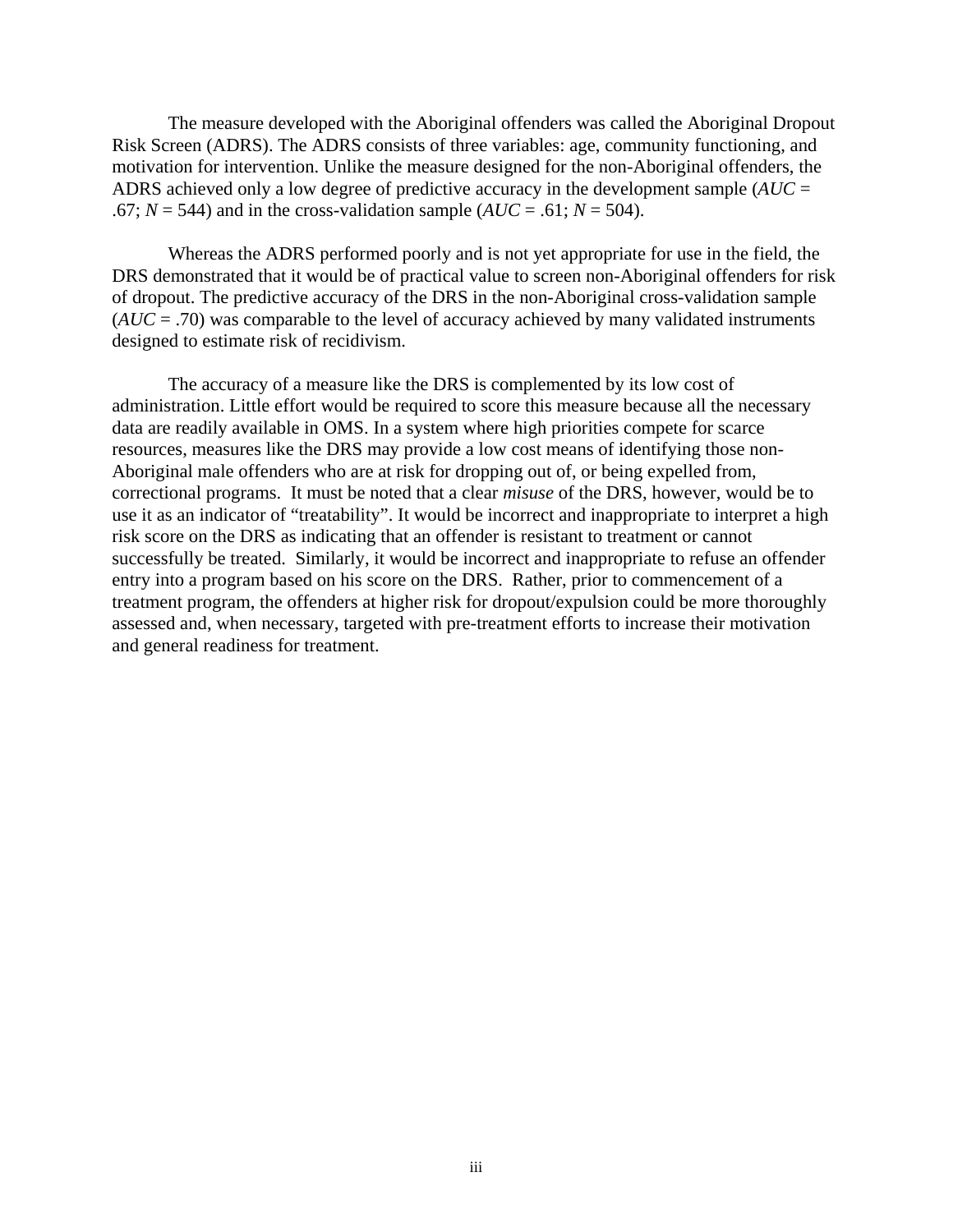The measure developed with the Aboriginal offenders was called the Aboriginal Dropout Risk Screen (ADRS). The ADRS consists of three variables: age, community functioning, and motivation for intervention. Unlike the measure designed for the non-Aboriginal offenders, the ADRS achieved only a low degree of predictive accuracy in the development sample (*AUC* = .67; *N* = 544) and in the cross-validation sample (*AUC* = .61; *N* = 504).

Whereas the ADRS performed poorly and is not yet appropriate for use in the field, the DRS demonstrated that it would be of practical value to screen non-Aboriginal offenders for risk of dropout. The predictive accuracy of the DRS in the non-Aboriginal cross-validation sample (*AUC* = .70) was comparable to the level of accuracy achieved by many validated instruments designed to estimate risk of recidivism.

The accuracy of a measure like the DRS is complemented by its low cost of administration. Little effort would be required to score this measure because all the necessary data are readily available in OMS. In a system where high priorities compete for scarce resources, measures like the DRS may provide a low cost means of identifying those non-Aboriginal male offenders who are at risk for dropping out of, or being expelled from, correctional programs. It must be noted that a clear *misuse* of the DRS, however, would be to use it as an indicator of "treatability". It would be incorrect and inappropriate to interpret a high risk score on the DRS as indicating that an offender is resistant to treatment or cannot successfully be treated. Similarly, it would be incorrect and inappropriate to refuse an offender entry into a program based on his score on the DRS. Rather, prior to commencement of a treatment program, the offenders at higher risk for dropout/expulsion could be more thoroughly assessed and, when necessary, targeted with pre-treatment efforts to increase their motivation and general readiness for treatment.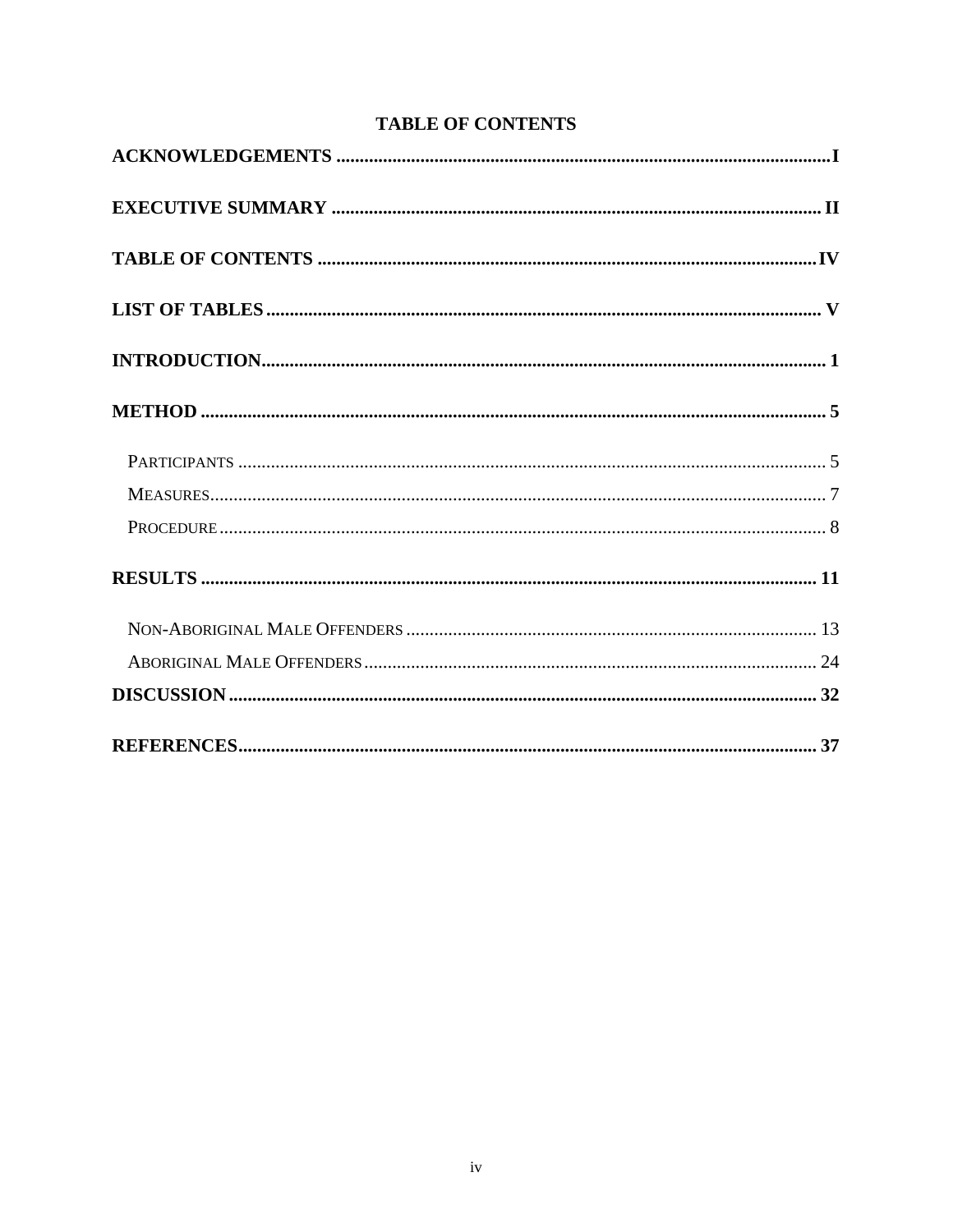# TABLE OF CONTENTS

**ACKNOWLEDGEMENTS** .......................................................................................... **I**

**EXECUTIVE SUMMARY** ...................................................................................... **II**

**TABLE OF CONTENTS** ........................................................................................ **IV**

**LIST OF TABLES** ................................................................................................ **V**

**INTRODUCTION** .................................................................................................. **1**

**METHOD** ............................................................................................................... **5**

- PARTICIPANTS ........................................................................................................ 5
- MEASURES ............................................................................................................. 7
- PROCEDURE .......................................................................................................... 8

**RESULTS** .............................................................................................................. **11**

- NON-ABORIGINAL MALE OFFENDERS ................................................................... 13
- ABORIGINAL MALE OFFENDERS .......................................................................... 24

**DISCUSSION** ........................................................................................................ **32**

**REFERENCES** ....................................................................................................... **37**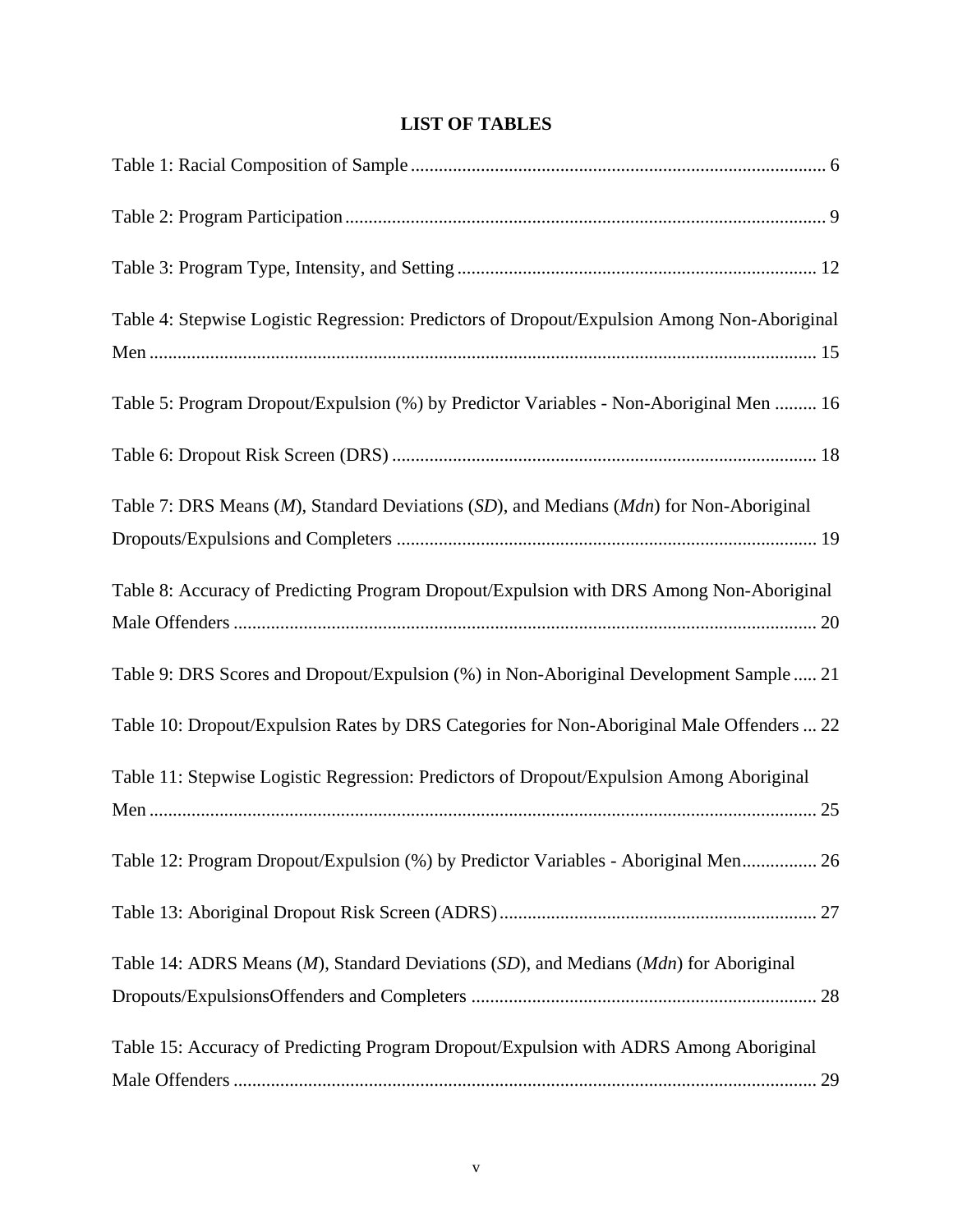## LIST OF TABLES

Table 1: Racial Composition of Sample ........................................................................................ 6

Table 2: Program Participation ...................................................................................................... 9

Table 3: Program Type, Intensity, and Setting ............................................................................ 12

Table 4: Stepwise Logistic Regression: Predictors of Dropout/Expulsion Among Non-Aboriginal Men .............................................................................................................................. 15

Table 5: Program Dropout/Expulsion (%) by Predictor Variables - Non-Aboriginal Men ......... 16

Table 6: Dropout Risk Screen (DRS) .......................................................................................... 18

Table 7: DRS Means (*M*), Standard Deviations (*SD*), and Medians (*Mdn*) for Non-Aboriginal Dropouts/Expulsions and Completers .......................................................................................... 19

Table 8: Accuracy of Predicting Program Dropout/Expulsion with DRS Among Non-Aboriginal Male Offenders ............................................................................................................................ 20

Table 9: DRS Scores and Dropout/Expulsion (%) in Non-Aboriginal Development Sample ..... 21

Table 10: Dropout/Expulsion Rates by DRS Categories for Non-Aboriginal Male Offenders ... 22

Table 11: Stepwise Logistic Regression: Predictors of Dropout/Expulsion Among Aboriginal Men .............................................................................................................................. 25

Table 12: Program Dropout/Expulsion (%) by Predictor Variables - Aboriginal Men................ 26

Table 13: Aboriginal Dropout Risk Screen (ADRS) .................................................................... 27

Table 14: ADRS Means (*M*), Standard Deviations (*SD*), and Medians (*Mdn*) for Aboriginal Dropouts/ExpulsionsOffenders and Completers .......................................................................... 28

Table 15: Accuracy of Predicting Program Dropout/Expulsion with ADRS Among Aboriginal Male Offenders ............................................................................................................................ 29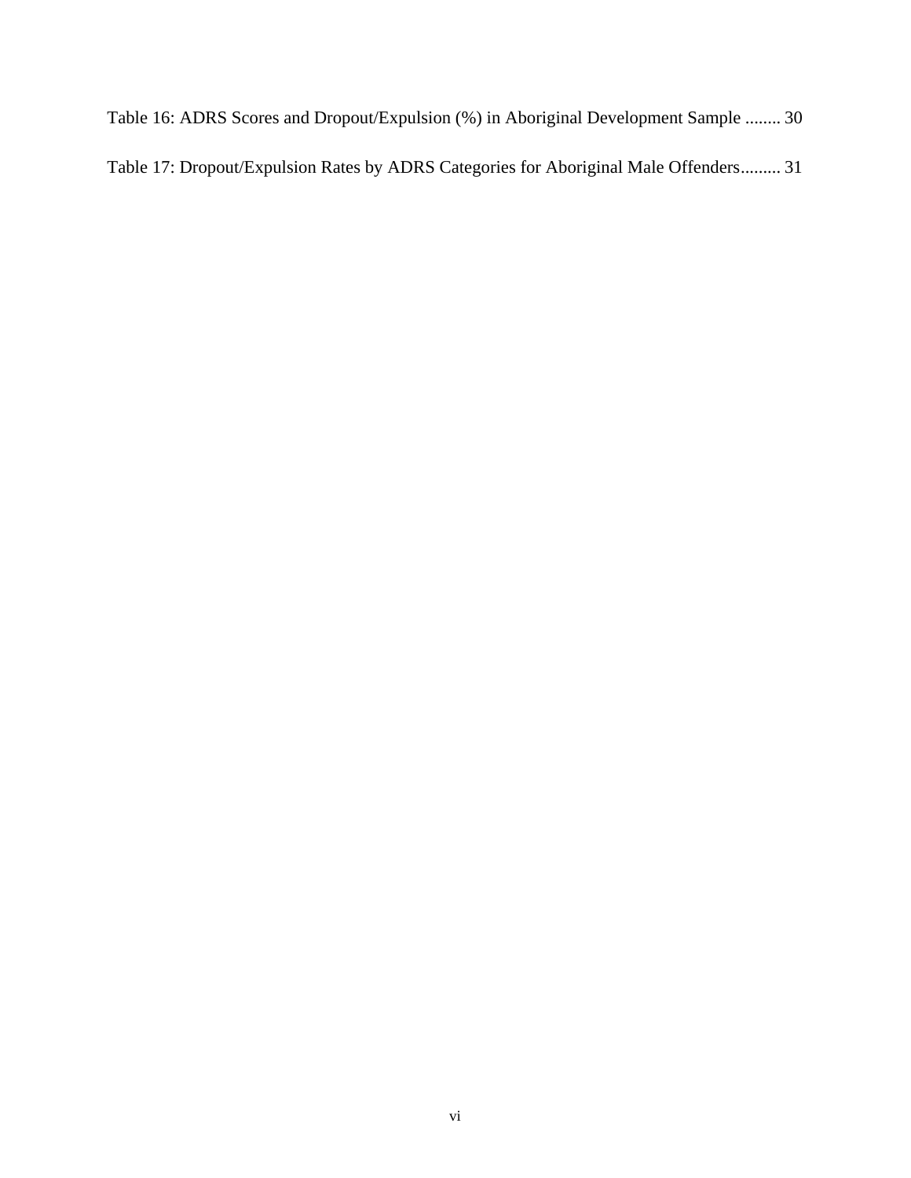Table 16: ADRS Scores and Dropout/Expulsion (%) in Aboriginal Development Sample ........ 30

Table 17: Dropout/Expulsion Rates by ADRS Categories for Aboriginal Male Offenders......... 31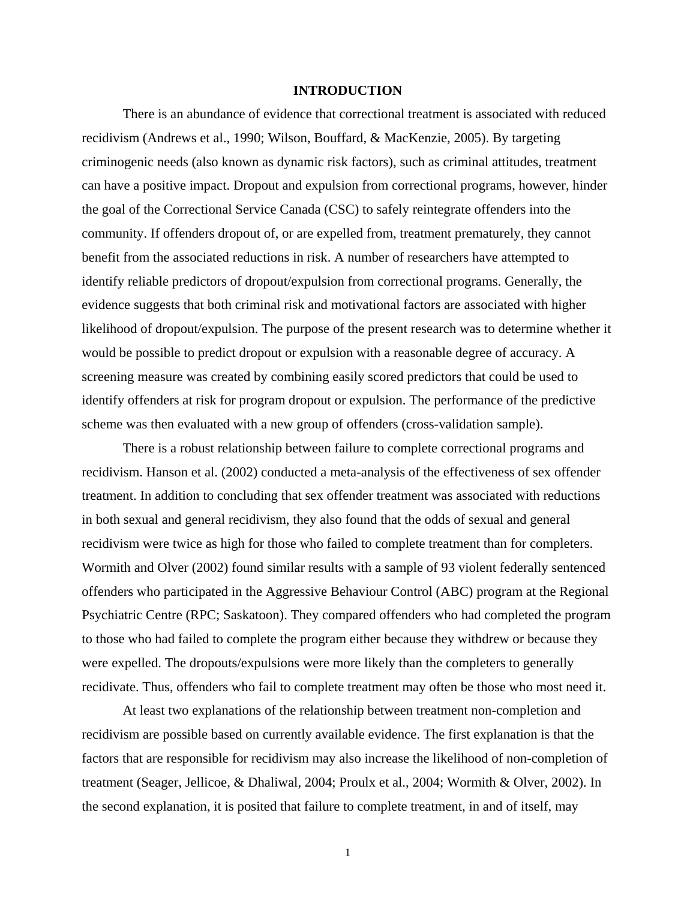# INTRODUCTION

There is an abundance of evidence that correctional treatment is associated with reduced recidivism (Andrews et al., 1990; Wilson, Bouffard, & MacKenzie, 2005). By targeting criminogenic needs (also known as dynamic risk factors), such as criminal attitudes, treatment can have a positive impact. Dropout and expulsion from correctional programs, however, hinder the goal of the Correctional Service Canada (CSC) to safely reintegrate offenders into the community. If offenders dropout of, or are expelled from, treatment prematurely, they cannot benefit from the associated reductions in risk. A number of researchers have attempted to identify reliable predictors of dropout/expulsion from correctional programs. Generally, the evidence suggests that both criminal risk and motivational factors are associated with higher likelihood of dropout/expulsion. The purpose of the present research was to determine whether it would be possible to predict dropout or expulsion with a reasonable degree of accuracy. A screening measure was created by combining easily scored predictors that could be used to identify offenders at risk for program dropout or expulsion. The performance of the predictive scheme was then evaluated with a new group of offenders (cross-validation sample).

There is a robust relationship between failure to complete correctional programs and recidivism. Hanson et al. (2002) conducted a meta-analysis of the effectiveness of sex offender treatment. In addition to concluding that sex offender treatment was associated with reductions in both sexual and general recidivism, they also found that the odds of sexual and general recidivism were twice as high for those who failed to complete treatment than for completers. Wormith and Olver (2002) found similar results with a sample of 93 violent federally sentenced offenders who participated in the Aggressive Behaviour Control (ABC) program at the Regional Psychiatric Centre (RPC; Saskatoon). They compared offenders who had completed the program to those who had failed to complete the program either because they withdrew or because they were expelled. The dropouts/expulsions were more likely than the completers to generally recidivate. Thus, offenders who fail to complete treatment may often be those who most need it.

At least two explanations of the relationship between treatment non-completion and recidivism are possible based on currently available evidence. The first explanation is that the factors that are responsible for recidivism may also increase the likelihood of non-completion of treatment (Seager, Jellicoe, & Dhaliwal, 2004; Proulx et al., 2004; Wormith & Olver, 2002). In the second explanation, it is posited that failure to complete treatment, in and of itself, may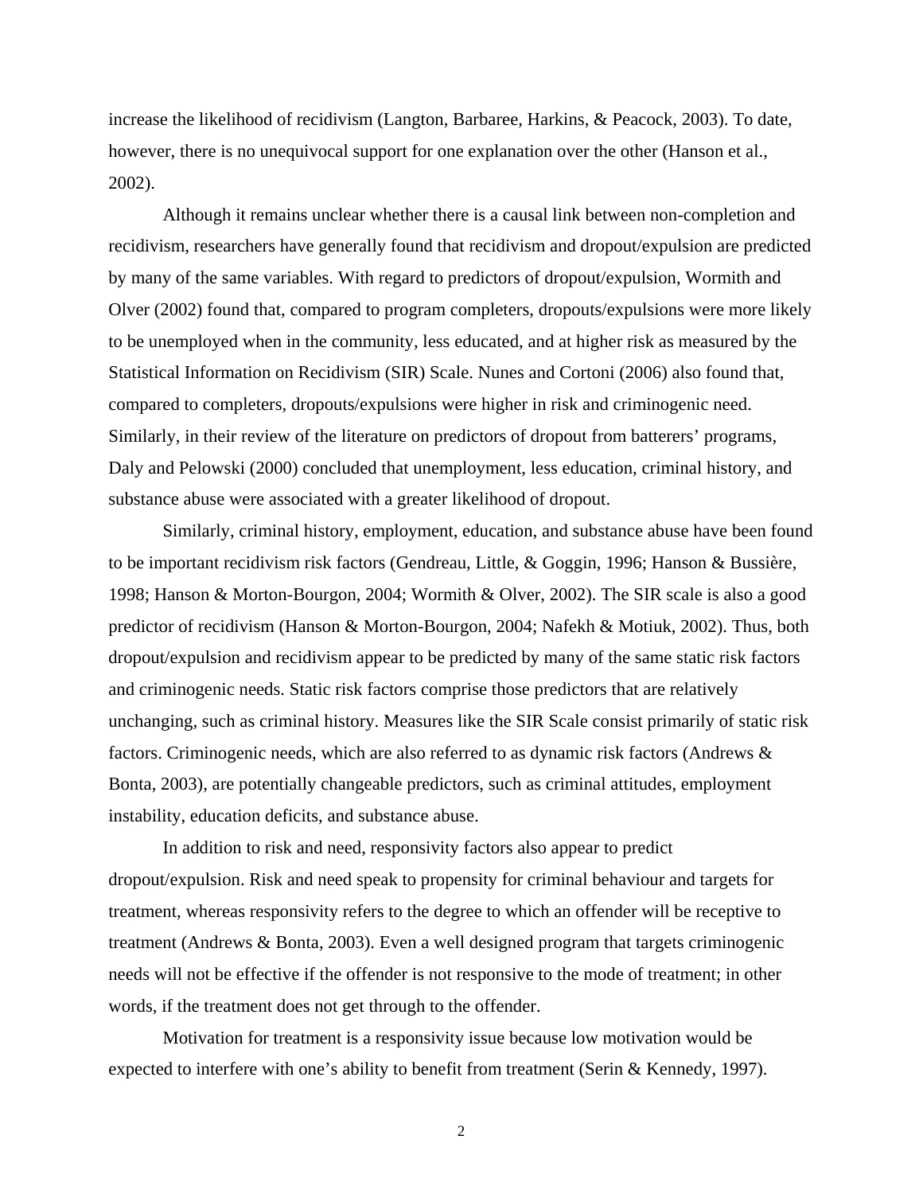increase the likelihood of recidivism (Langton, Barbaree, Harkins, & Peacock, 2003). To date, however, there is no unequivocal support for one explanation over the other (Hanson et al., 2002).

Although it remains unclear whether there is a causal link between non-completion and recidivism, researchers have generally found that recidivism and dropout/expulsion are predicted by many of the same variables. With regard to predictors of dropout/expulsion, Wormith and Olver (2002) found that, compared to program completers, dropouts/expulsions were more likely to be unemployed when in the community, less educated, and at higher risk as measured by the Statistical Information on Recidivism (SIR) Scale. Nunes and Cortoni (2006) also found that, compared to completers, dropouts/expulsions were higher in risk and criminogenic need. Similarly, in their review of the literature on predictors of dropout from batterers' programs, Daly and Pelowski (2000) concluded that unemployment, less education, criminal history, and substance abuse were associated with a greater likelihood of dropout.

Similarly, criminal history, employment, education, and substance abuse have been found to be important recidivism risk factors (Gendreau, Little, & Goggin, 1996; Hanson & Bussière, 1998; Hanson & Morton-Bourgon, 2004; Wormith & Olver, 2002). The SIR scale is also a good predictor of recidivism (Hanson & Morton-Bourgon, 2004; Nafekh & Motiuk, 2002). Thus, both dropout/expulsion and recidivism appear to be predicted by many of the same static risk factors and criminogenic needs. Static risk factors comprise those predictors that are relatively unchanging, such as criminal history. Measures like the SIR Scale consist primarily of static risk factors. Criminogenic needs, which are also referred to as dynamic risk factors (Andrews & Bonta, 2003), are potentially changeable predictors, such as criminal attitudes, employment instability, education deficits, and substance abuse.

In addition to risk and need, responsivity factors also appear to predict dropout/expulsion. Risk and need speak to propensity for criminal behaviour and targets for treatment, whereas responsivity refers to the degree to which an offender will be receptive to treatment (Andrews & Bonta, 2003). Even a well designed program that targets criminogenic needs will not be effective if the offender is not responsive to the mode of treatment; in other words, if the treatment does not get through to the offender.

Motivation for treatment is a responsivity issue because low motivation would be expected to interfere with one's ability to benefit from treatment (Serin & Kennedy, 1997).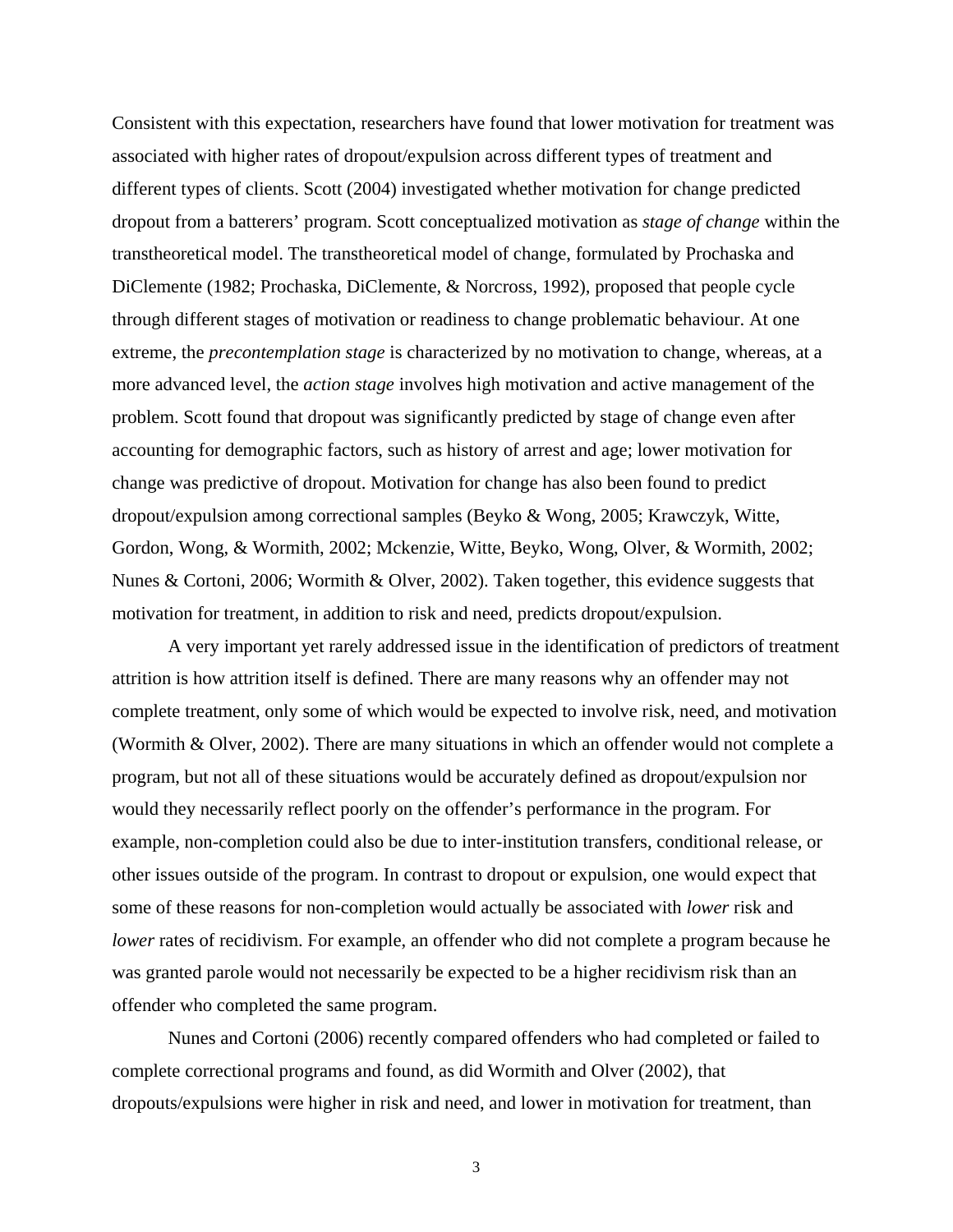Consistent with this expectation, researchers have found that lower motivation for treatment was associated with higher rates of dropout/expulsion across different types of treatment and different types of clients. Scott (2004) investigated whether motivation for change predicted dropout from a batterers' program. Scott conceptualized motivation as *stage of change* within the transtheoretical model. The transtheoretical model of change, formulated by Prochaska and DiClemente (1982; Prochaska, DiClemente, & Norcross, 1992), proposed that people cycle through different stages of motivation or readiness to change problematic behaviour. At one extreme, the *precontemplation stage* is characterized by no motivation to change, whereas, at a more advanced level, the *action stage* involves high motivation and active management of the problem. Scott found that dropout was significantly predicted by stage of change even after accounting for demographic factors, such as history of arrest and age; lower motivation for change was predictive of dropout. Motivation for change has also been found to predict dropout/expulsion among correctional samples (Beyko & Wong, 2005; Krawczyk, Witte, Gordon, Wong, & Wormith, 2002; Mckenzie, Witte, Beyko, Wong, Olver, & Wormith, 2002; Nunes & Cortoni, 2006; Wormith & Olver, 2002). Taken together, this evidence suggests that motivation for treatment, in addition to risk and need, predicts dropout/expulsion.

A very important yet rarely addressed issue in the identification of predictors of treatment attrition is how attrition itself is defined. There are many reasons why an offender may not complete treatment, only some of which would be expected to involve risk, need, and motivation (Wormith & Olver, 2002). There are many situations in which an offender would not complete a program, but not all of these situations would be accurately defined as dropout/expulsion nor would they necessarily reflect poorly on the offender's performance in the program. For example, non-completion could also be due to inter-institution transfers, conditional release, or other issues outside of the program. In contrast to dropout or expulsion, one would expect that some of these reasons for non-completion would actually be associated with *lower* risk and *lower* rates of recidivism. For example, an offender who did not complete a program because he was granted parole would not necessarily be expected to be a higher recidivism risk than an offender who completed the same program.

Nunes and Cortoni (2006) recently compared offenders who had completed or failed to complete correctional programs and found, as did Wormith and Olver (2002), that dropouts/expulsions were higher in risk and need, and lower in motivation for treatment, than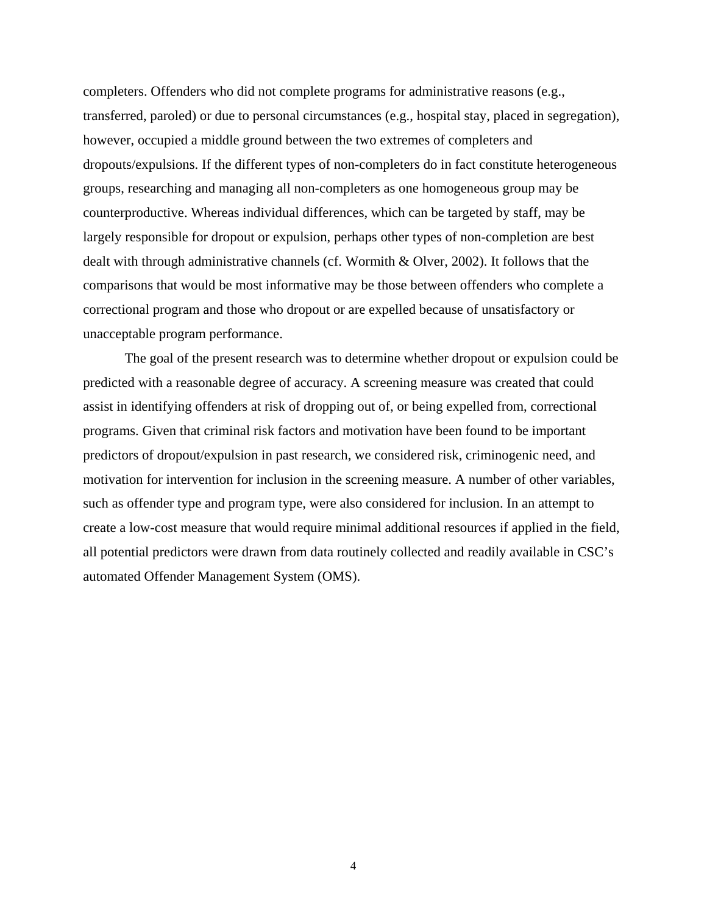completers. Offenders who did not complete programs for administrative reasons (e.g., transferred, paroled) or due to personal circumstances (e.g., hospital stay, placed in segregation), however, occupied a middle ground between the two extremes of completers and dropouts/expulsions. If the different types of non-completers do in fact constitute heterogeneous groups, researching and managing all non-completers as one homogeneous group may be counterproductive. Whereas individual differences, which can be targeted by staff, may be largely responsible for dropout or expulsion, perhaps other types of non-completion are best dealt with through administrative channels (cf. Wormith & Olver, 2002). It follows that the comparisons that would be most informative may be those between offenders who complete a correctional program and those who dropout or are expelled because of unsatisfactory or unacceptable program performance.

The goal of the present research was to determine whether dropout or expulsion could be predicted with a reasonable degree of accuracy. A screening measure was created that could assist in identifying offenders at risk of dropping out of, or being expelled from, correctional programs. Given that criminal risk factors and motivation have been found to be important predictors of dropout/expulsion in past research, we considered risk, criminogenic need, and motivation for intervention for inclusion in the screening measure. A number of other variables, such as offender type and program type, were also considered for inclusion. In an attempt to create a low-cost measure that would require minimal additional resources if applied in the field, all potential predictors were drawn from data routinely collected and readily available in CSC's automated Offender Management System (OMS).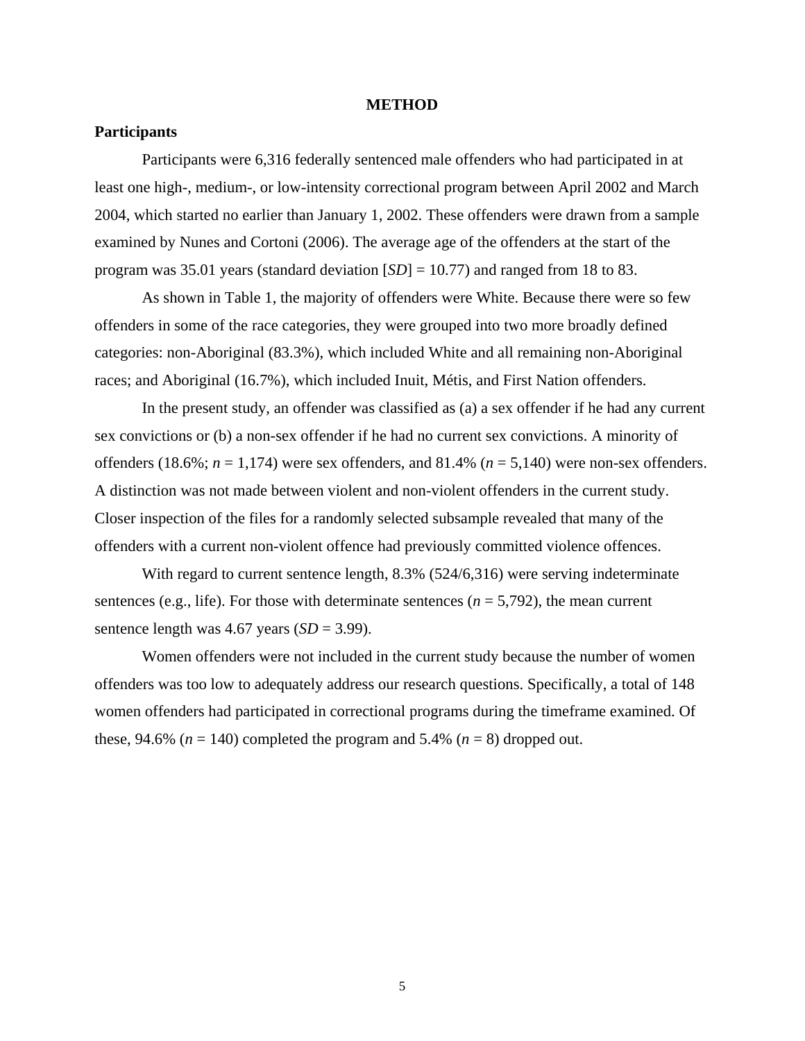# METHOD

## Participants

Participants were 6,316 federally sentenced male offenders who had participated in at least one high-, medium-, or low-intensity correctional program between April 2002 and March 2004, which started no earlier than January 1, 2002. These offenders were drawn from a sample examined by Nunes and Cortoni (2006). The average age of the offenders at the start of the program was 35.01 years (standard deviation [*SD*] = 10.77) and ranged from 18 to 83.

As shown in Table 1, the majority of offenders were White. Because there were so few offenders in some of the race categories, they were grouped into two more broadly defined categories: non-Aboriginal (83.3%), which included White and all remaining non-Aboriginal races; and Aboriginal (16.7%), which included Inuit, Métis, and First Nation offenders.

In the present study, an offender was classified as (a) a sex offender if he had any current sex convictions or (b) a non-sex offender if he had no current sex convictions. A minority of offenders (18.6%; *n* = 1,174) were sex offenders, and 81.4% (*n* = 5,140) were non-sex offenders. A distinction was not made between violent and non-violent offenders in the current study. Closer inspection of the files for a randomly selected subsample revealed that many of the offenders with a current non-violent offence had previously committed violence offences.

With regard to current sentence length, 8.3% (524/6,316) were serving indeterminate sentences (e.g., life). For those with determinate sentences (*n* = 5,792), the mean current sentence length was 4.67 years (*SD* = 3.99).

Women offenders were not included in the current study because the number of women offenders was too low to adequately address our research questions. Specifically, a total of 148 women offenders had participated in correctional programs during the timeframe examined. Of these, 94.6% (*n* = 140) completed the program and 5.4% (*n* = 8) dropped out.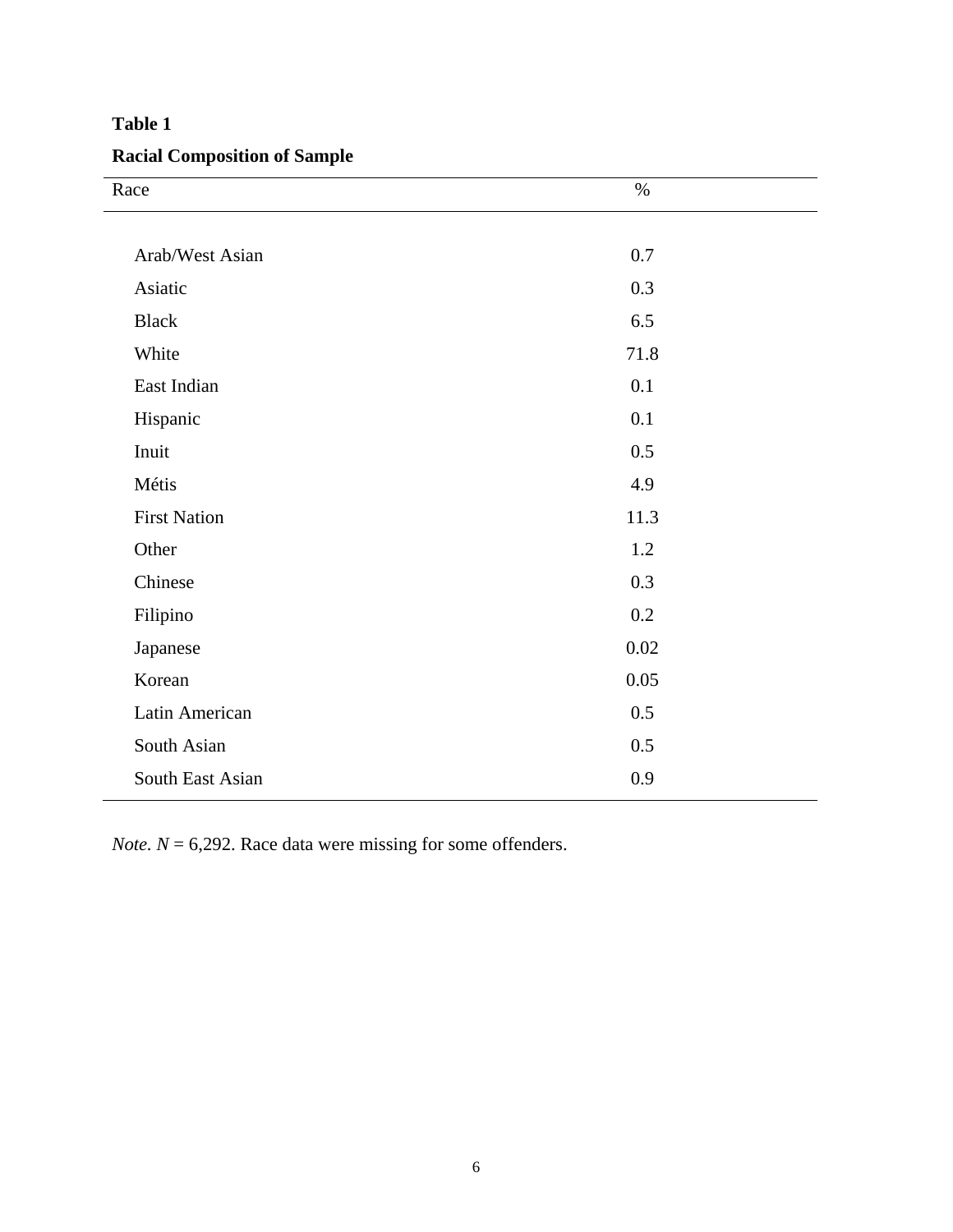**Table 1**

**Racial Composition of Sample**

| Race | % |
|---|---|
| Arab/West Asian | 0.7 |
| Asiatic | 0.3 |
| Black | 6.5 |
| White | 71.8 |
| East Indian | 0.1 |
| Hispanic | 0.1 |
| Inuit | 0.5 |
| Métis | 4.9 |
| First Nation | 11.3 |
| Other | 1.2 |
| Chinese | 0.3 |
| Filipino | 0.2 |
| Japanese | 0.02 |
| Korean | 0.05 |
| Latin American | 0.5 |
| South Asian | 0.5 |
| South East Asian | 0.9 |

*Note*. *N* = 6,292. Race data were missing for some offenders.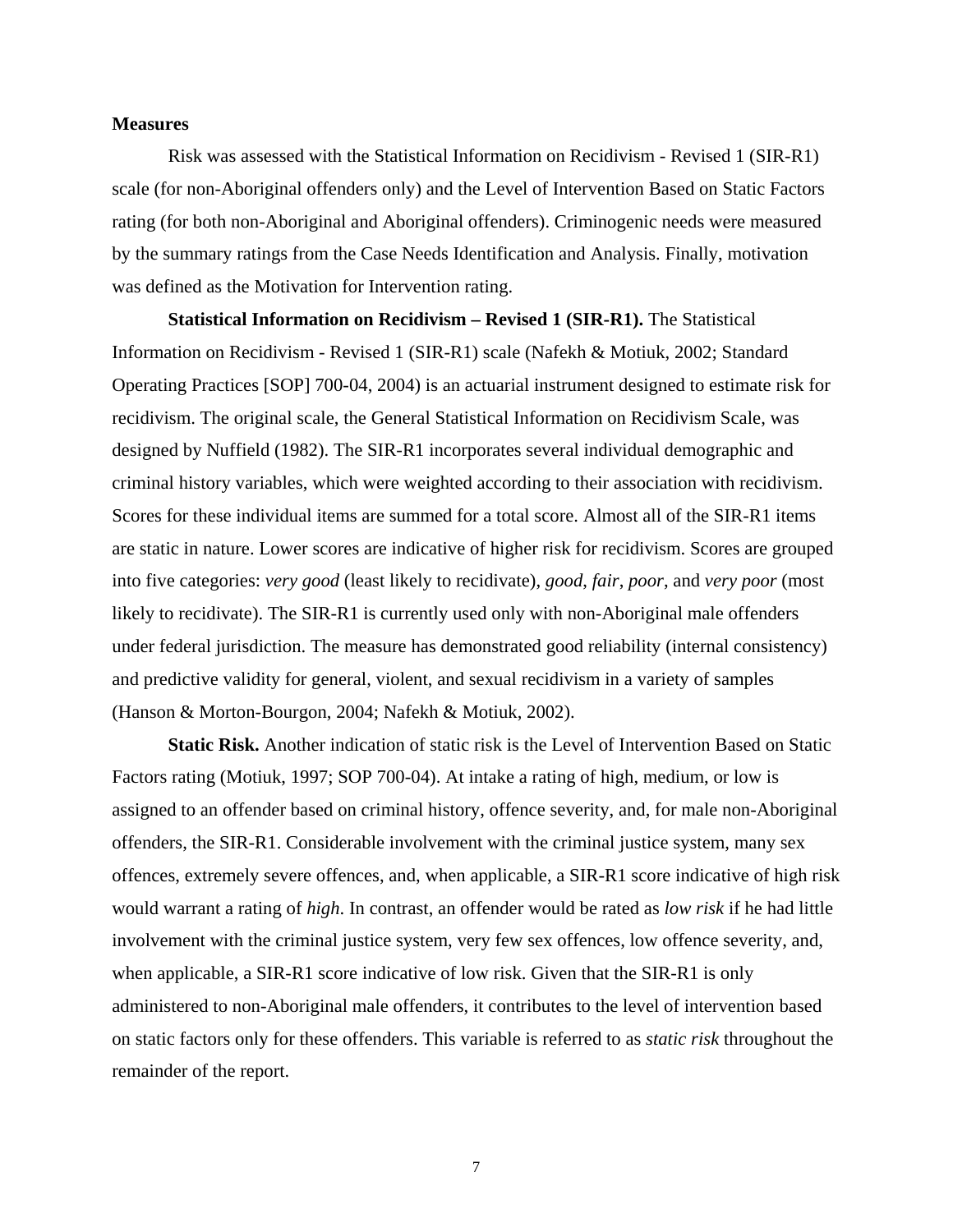**Measures**

Risk was assessed with the Statistical Information on Recidivism - Revised 1 (SIR-R1) scale (for non-Aboriginal offenders only) and the Level of Intervention Based on Static Factors rating (for both non-Aboriginal and Aboriginal offenders). Criminogenic needs were measured by the summary ratings from the Case Needs Identification and Analysis. Finally, motivation was defined as the Motivation for Intervention rating.

**Statistical Information on Recidivism – Revised 1 (SIR-R1).** The Statistical Information on Recidivism - Revised 1 (SIR-R1) scale (Nafekh & Motiuk, 2002; Standard Operating Practices [SOP] 700-04, 2004) is an actuarial instrument designed to estimate risk for recidivism. The original scale, the General Statistical Information on Recidivism Scale, was designed by Nuffield (1982). The SIR-R1 incorporates several individual demographic and criminal history variables, which were weighted according to their association with recidivism. Scores for these individual items are summed for a total score. Almost all of the SIR-R1 items are static in nature. Lower scores are indicative of higher risk for recidivism. Scores are grouped into five categories: *very good* (least likely to recidivate), *good*, *fair*, *poor*, and *very poor* (most likely to recidivate). The SIR-R1 is currently used only with non-Aboriginal male offenders under federal jurisdiction. The measure has demonstrated good reliability (internal consistency) and predictive validity for general, violent, and sexual recidivism in a variety of samples (Hanson & Morton-Bourgon, 2004; Nafekh & Motiuk, 2002).

**Static Risk.** Another indication of static risk is the Level of Intervention Based on Static Factors rating (Motiuk, 1997; SOP 700-04). At intake a rating of high, medium, or low is assigned to an offender based on criminal history, offence severity, and, for male non-Aboriginal offenders, the SIR-R1. Considerable involvement with the criminal justice system, many sex offences, extremely severe offences, and, when applicable, a SIR-R1 score indicative of high risk would warrant a rating of *high*. In contrast, an offender would be rated as *low risk* if he had little involvement with the criminal justice system, very few sex offences, low offence severity, and, when applicable, a SIR-R1 score indicative of low risk. Given that the SIR-R1 is only administered to non-Aboriginal male offenders, it contributes to the level of intervention based on static factors only for these offenders. This variable is referred to as *static risk* throughout the remainder of the report.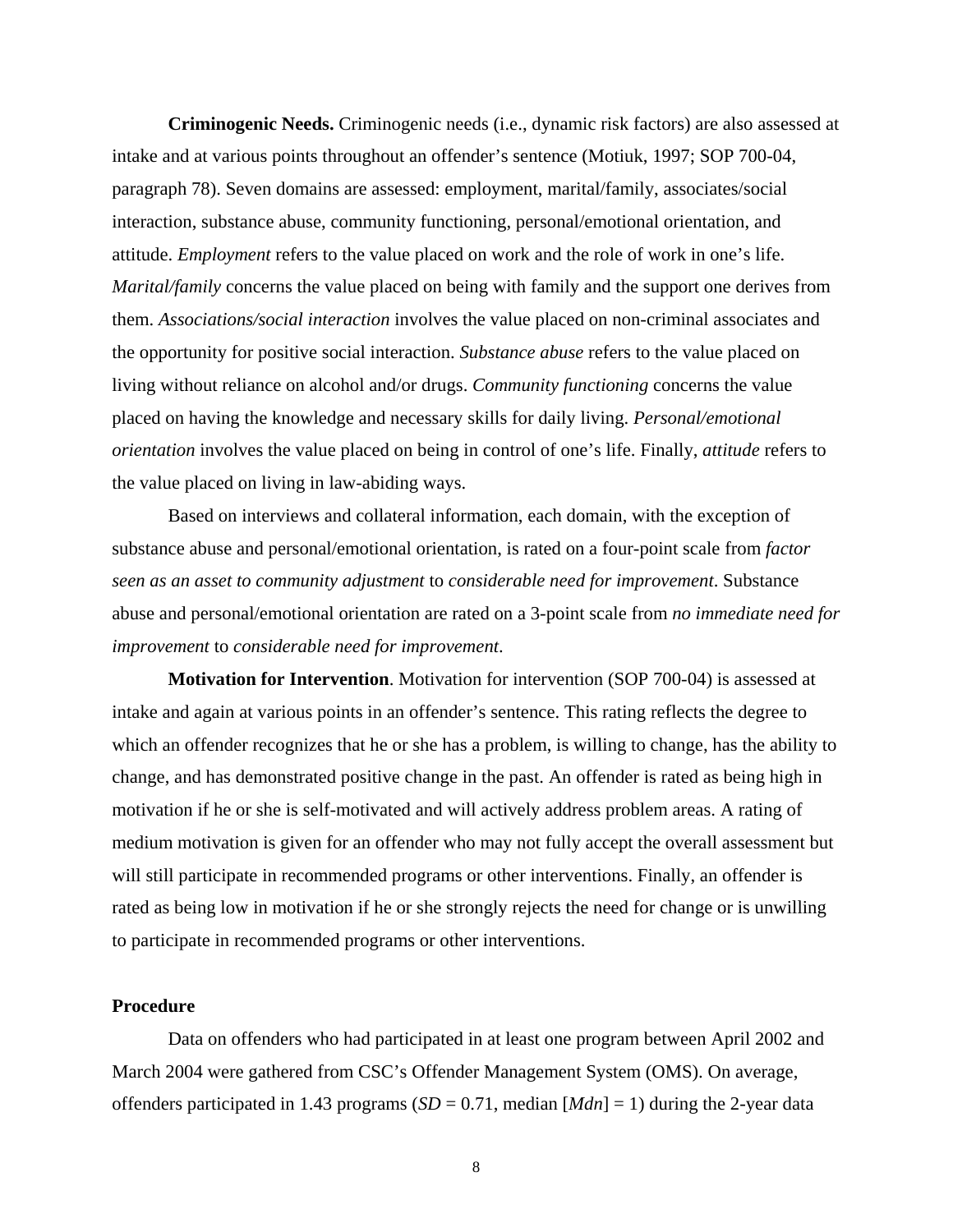**Criminogenic Needs.** Criminogenic needs (i.e., dynamic risk factors) are also assessed at intake and at various points throughout an offender's sentence (Motiuk, 1997; SOP 700-04, paragraph 78). Seven domains are assessed: employment, marital/family, associates/social interaction, substance abuse, community functioning, personal/emotional orientation, and attitude. *Employment* refers to the value placed on work and the role of work in one's life. *Marital/family* concerns the value placed on being with family and the support one derives from them. *Associations/social interaction* involves the value placed on non-criminal associates and the opportunity for positive social interaction. *Substance abuse* refers to the value placed on living without reliance on alcohol and/or drugs. *Community functioning* concerns the value placed on having the knowledge and necessary skills for daily living. *Personal/emotional orientation* involves the value placed on being in control of one's life. Finally, *attitude* refers to the value placed on living in law-abiding ways.

Based on interviews and collateral information, each domain, with the exception of substance abuse and personal/emotional orientation, is rated on a four-point scale from *factor seen as an asset to community adjustment* to *considerable need for improvement*. Substance abuse and personal/emotional orientation are rated on a 3-point scale from *no immediate need for improvement* to *considerable need for improvement*.

**Motivation for Intervention**. Motivation for intervention (SOP 700-04) is assessed at intake and again at various points in an offender's sentence. This rating reflects the degree to which an offender recognizes that he or she has a problem, is willing to change, has the ability to change, and has demonstrated positive change in the past. An offender is rated as being high in motivation if he or she is self-motivated and will actively address problem areas. A rating of medium motivation is given for an offender who may not fully accept the overall assessment but will still participate in recommended programs or other interventions. Finally, an offender is rated as being low in motivation if he or she strongly rejects the need for change or is unwilling to participate in recommended programs or other interventions.

### Procedure

Data on offenders who had participated in at least one program between April 2002 and March 2004 were gathered from CSC's Offender Management System (OMS). On average, offenders participated in 1.43 programs (*SD* = 0.71, median [*Mdn*] = 1) during the 2-year data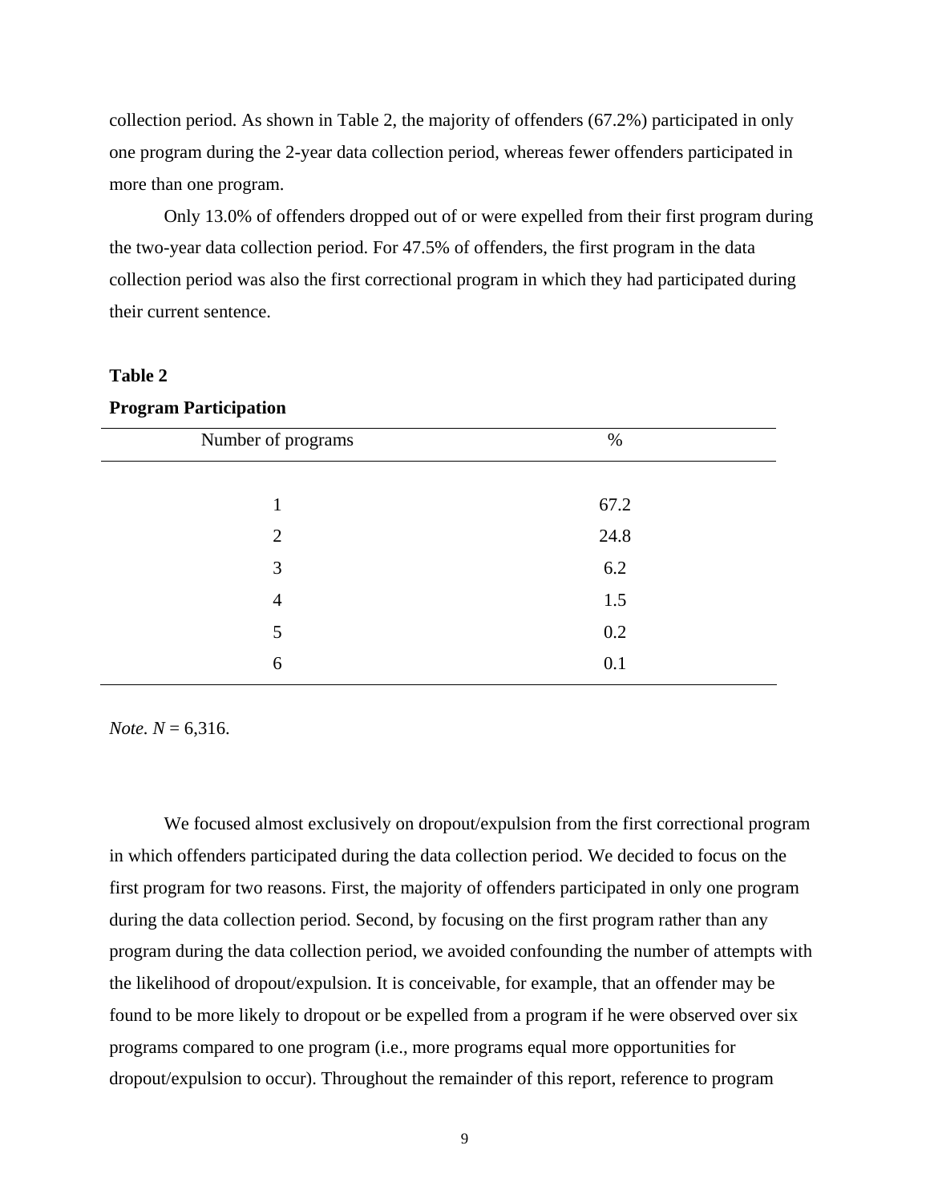collection period. As shown in Table 2, the majority of offenders (67.2%) participated in only one program during the 2-year data collection period, whereas fewer offenders participated in more than one program.

Only 13.0% of offenders dropped out of or were expelled from their first program during the two-year data collection period. For 47.5% of offenders, the first program in the data collection period was also the first correctional program in which they had participated during their current sentence.

**Table 2**

**Program Participation**

| Number of programs | % |
|---|---|
| 1 | 67.2 |
| 2 | 24.8 |
| 3 | 6.2 |
| 4 | 1.5 |
| 5 | 0.2 |
| 6 | 0.1 |

*Note*. *N* = 6,316.

We focused almost exclusively on dropout/expulsion from the first correctional program in which offenders participated during the data collection period. We decided to focus on the first program for two reasons. First, the majority of offenders participated in only one program during the data collection period. Second, by focusing on the first program rather than any program during the data collection period, we avoided confounding the number of attempts with the likelihood of dropout/expulsion. It is conceivable, for example, that an offender may be found to be more likely to dropout or be expelled from a program if he were observed over six programs compared to one program (i.e., more programs equal more opportunities for dropout/expulsion to occur). Throughout the remainder of this report, reference to program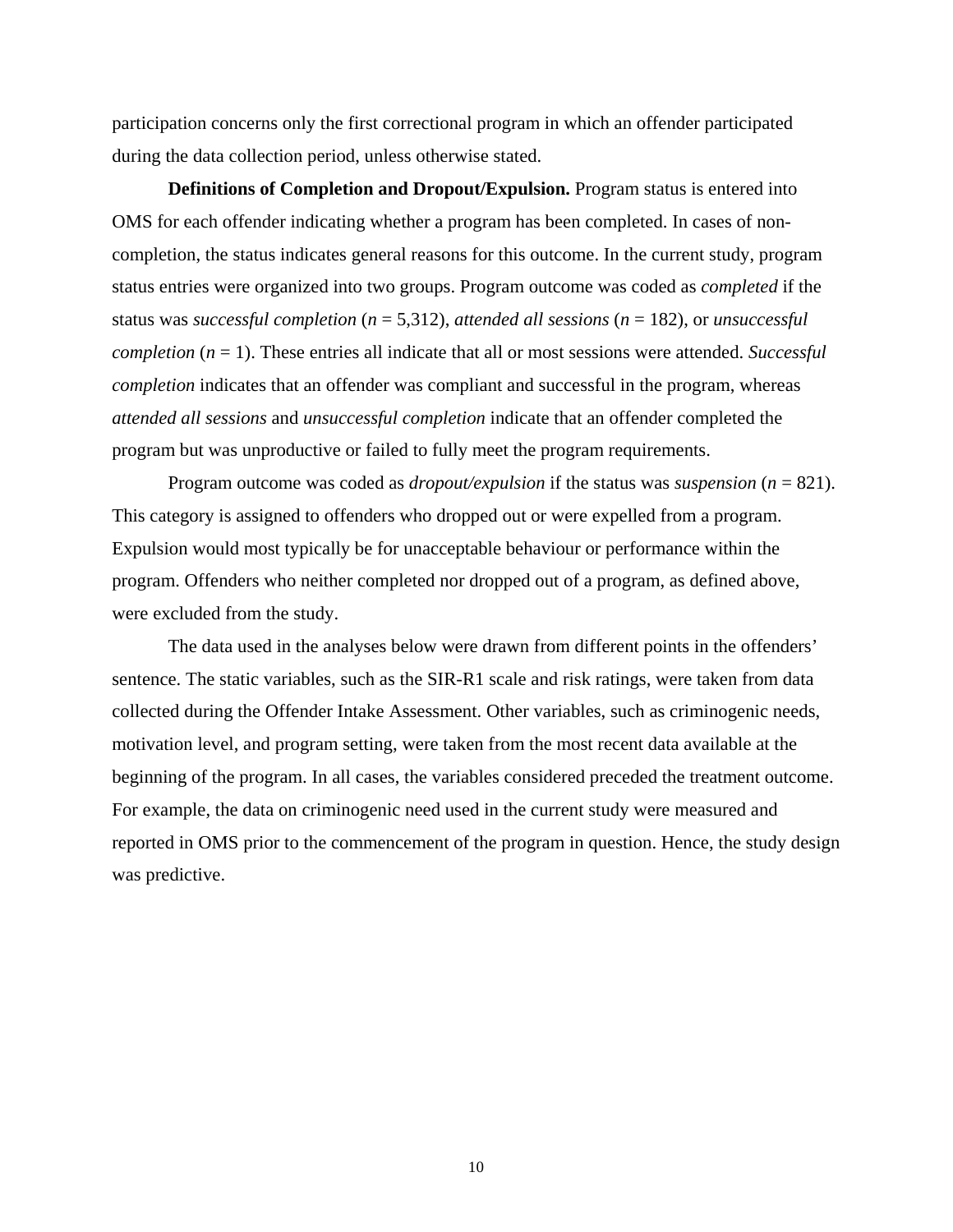participation concerns only the first correctional program in which an offender participated during the data collection period, unless otherwise stated.

**Definitions of Completion and Dropout/Expulsion.** Program status is entered into OMS for each offender indicating whether a program has been completed. In cases of non-completion, the status indicates general reasons for this outcome. In the current study, program status entries were organized into two groups. Program outcome was coded as *completed* if the status was *successful completion* (*n* = 5,312), *attended all sessions* (*n* = 182), or *unsuccessful completion* (*n* = 1). These entries all indicate that all or most sessions were attended. *Successful completion* indicates that an offender was compliant and successful in the program, whereas *attended all sessions* and *unsuccessful completion* indicate that an offender completed the program but was unproductive or failed to fully meet the program requirements.

Program outcome was coded as *dropout/expulsion* if the status was *suspension* (*n* = 821). This category is assigned to offenders who dropped out or were expelled from a program. Expulsion would most typically be for unacceptable behaviour or performance within the program. Offenders who neither completed nor dropped out of a program, as defined above, were excluded from the study.

The data used in the analyses below were drawn from different points in the offenders' sentence. The static variables, such as the SIR-R1 scale and risk ratings, were taken from data collected during the Offender Intake Assessment. Other variables, such as criminogenic needs, motivation level, and program setting, were taken from the most recent data available at the beginning of the program. In all cases, the variables considered preceded the treatment outcome. For example, the data on criminogenic need used in the current study were measured and reported in OMS prior to the commencement of the program in question. Hence, the study design was predictive.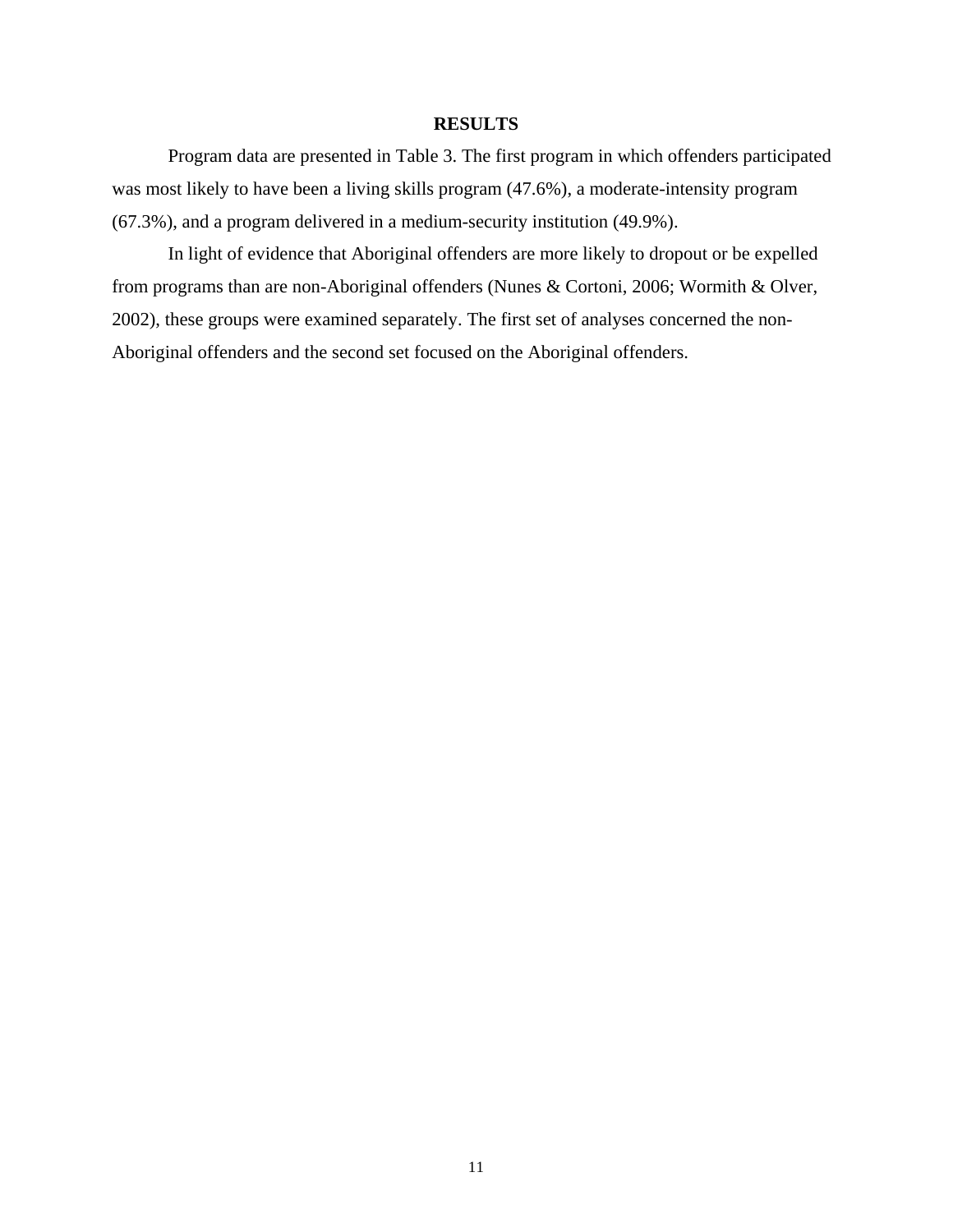# RESULTS

Program data are presented in Table 3. The first program in which offenders participated was most likely to have been a living skills program (47.6%), a moderate-intensity program (67.3%), and a program delivered in a medium-security institution (49.9%).

In light of evidence that Aboriginal offenders are more likely to dropout or be expelled from programs than are non-Aboriginal offenders (Nunes & Cortoni, 2006; Wormith & Olver, 2002), these groups were examined separately. The first set of analyses concerned the non-Aboriginal offenders and the second set focused on the Aboriginal offenders.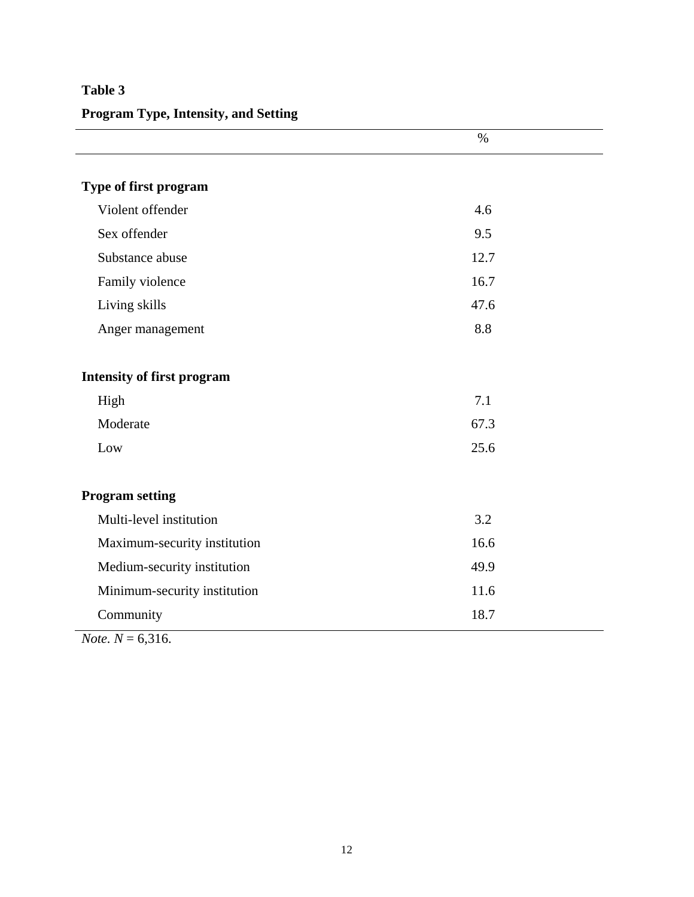**Table 3**

**Program Type, Intensity, and Setting**

| | % |
|---|---|
| **Type of first program** | |
| Violent offender | 4.6 |
| Sex offender | 9.5 |
| Substance abuse | 12.7 |
| Family violence | 16.7 |
| Living skills | 47.6 |
| Anger management | 8.8 |
| **Intensity of first program** | |
| High | 7.1 |
| Moderate | 67.3 |
| Low | 25.6 |
| **Program setting** | |
| Multi-level institution | 3.2 |
| Maximum-security institution | 16.6 |
| Medium-security institution | 49.9 |
| Minimum-security institution | 11.6 |
| Community | 18.7 |

*Note*. $N$ = 6,316.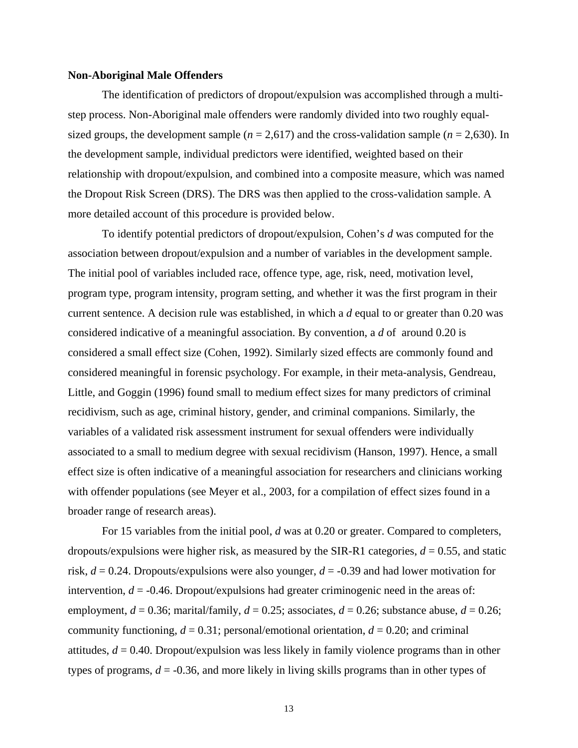**Non-Aboriginal Male Offenders**

The identification of predictors of dropout/expulsion was accomplished through a multi-step process. Non-Aboriginal male offenders were randomly divided into two roughly equal-sized groups, the development sample ($n$ = 2,617) and the cross-validation sample ($n$ = 2,630). In the development sample, individual predictors were identified, weighted based on their relationship with dropout/expulsion, and combined into a composite measure, which was named the Dropout Risk Screen (DRS). The DRS was then applied to the cross-validation sample. A more detailed account of this procedure is provided below.

To identify potential predictors of dropout/expulsion, Cohen's $d$ was computed for the association between dropout/expulsion and a number of variables in the development sample. The initial pool of variables included race, offence type, age, risk, need, motivation level, program type, program intensity, program setting, and whether it was the first program in their current sentence. A decision rule was established, in which a $d$ equal to or greater than 0.20 was considered indicative of a meaningful association. By convention, a $d$ of around 0.20 is considered a small effect size (Cohen, 1992). Similarly sized effects are commonly found and considered meaningful in forensic psychology. For example, in their meta-analysis, Gendreau, Little, and Goggin (1996) found small to medium effect sizes for many predictors of criminal recidivism, such as age, criminal history, gender, and criminal companions. Similarly, the variables of a validated risk assessment instrument for sexual offenders were individually associated to a small to medium degree with sexual recidivism (Hanson, 1997). Hence, a small effect size is often indicative of a meaningful association for researchers and clinicians working with offender populations (see Meyer et al., 2003, for a compilation of effect sizes found in a broader range of research areas).

For 15 variables from the initial pool, $d$ was at 0.20 or greater. Compared to completers, dropouts/expulsions were higher risk, as measured by the SIR-R1 categories, $d$ = 0.55, and static risk, $d$ = 0.24. Dropouts/expulsions were also younger, $d$ = -0.39 and had lower motivation for intervention, $d$ = -0.46. Dropout/expulsions had greater criminogenic need in the areas of: employment, $d$ = 0.36; marital/family, $d$ = 0.25; associates, $d$ = 0.26; substance abuse, $d$ = 0.26; community functioning, $d$ = 0.31; personal/emotional orientation, $d$ = 0.20; and criminal attitudes, $d$ = 0.40. Dropout/expulsion was less likely in family violence programs than in other types of programs, $d$ = -0.36, and more likely in living skills programs than in other types of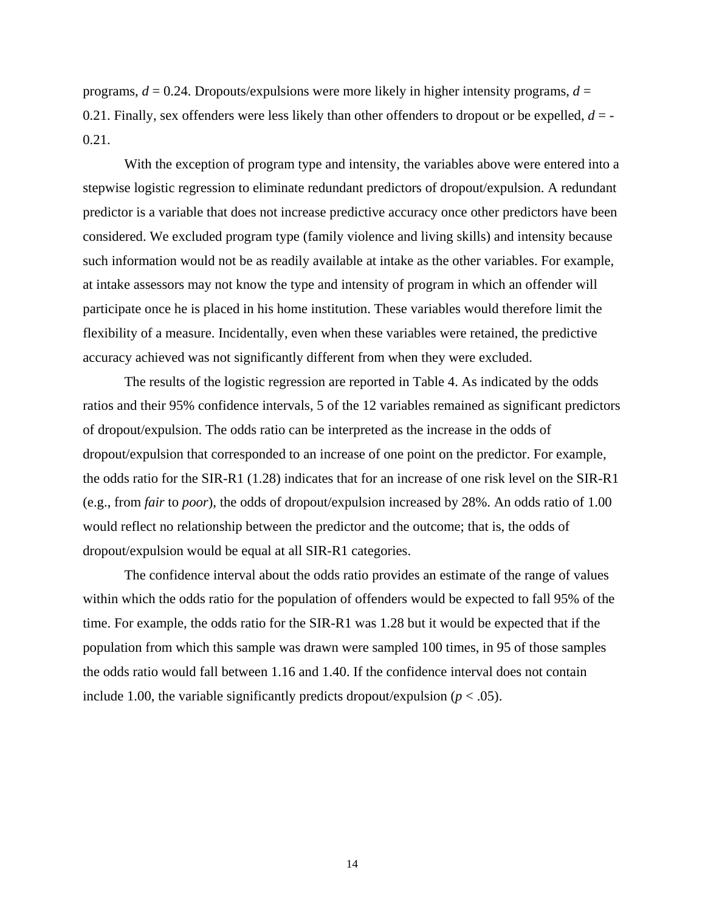programs, $d = 0.24$. Dropouts/expulsions were more likely in higher intensity programs, $d = 0.21$. Finally, sex offenders were less likely than other offenders to dropout or be expelled, $d = -0.21$.

With the exception of program type and intensity, the variables above were entered into a stepwise logistic regression to eliminate redundant predictors of dropout/expulsion. A redundant predictor is a variable that does not increase predictive accuracy once other predictors have been considered. We excluded program type (family violence and living skills) and intensity because such information would not be as readily available at intake as the other variables. For example, at intake assessors may not know the type and intensity of program in which an offender will participate once he is placed in his home institution. These variables would therefore limit the flexibility of a measure. Incidentally, even when these variables were retained, the predictive accuracy achieved was not significantly different from when they were excluded.

The results of the logistic regression are reported in Table 4. As indicated by the odds ratios and their 95% confidence intervals, 5 of the 12 variables remained as significant predictors of dropout/expulsion. The odds ratio can be interpreted as the increase in the odds of dropout/expulsion that corresponded to an increase of one point on the predictor. For example, the odds ratio for the SIR-R1 (1.28) indicates that for an increase of one risk level on the SIR-R1 (e.g., from *fair* to *poor*), the odds of dropout/expulsion increased by 28%. An odds ratio of 1.00 would reflect no relationship between the predictor and the outcome; that is, the odds of dropout/expulsion would be equal at all SIR-R1 categories.

The confidence interval about the odds ratio provides an estimate of the range of values within which the odds ratio for the population of offenders would be expected to fall 95% of the time. For example, the odds ratio for the SIR-R1 was 1.28 but it would be expected that if the population from which this sample was drawn were sampled 100 times, in 95 of those samples the odds ratio would fall between 1.16 and 1.40. If the confidence interval does not contain include 1.00, the variable significantly predicts dropout/expulsion ($p < .05$).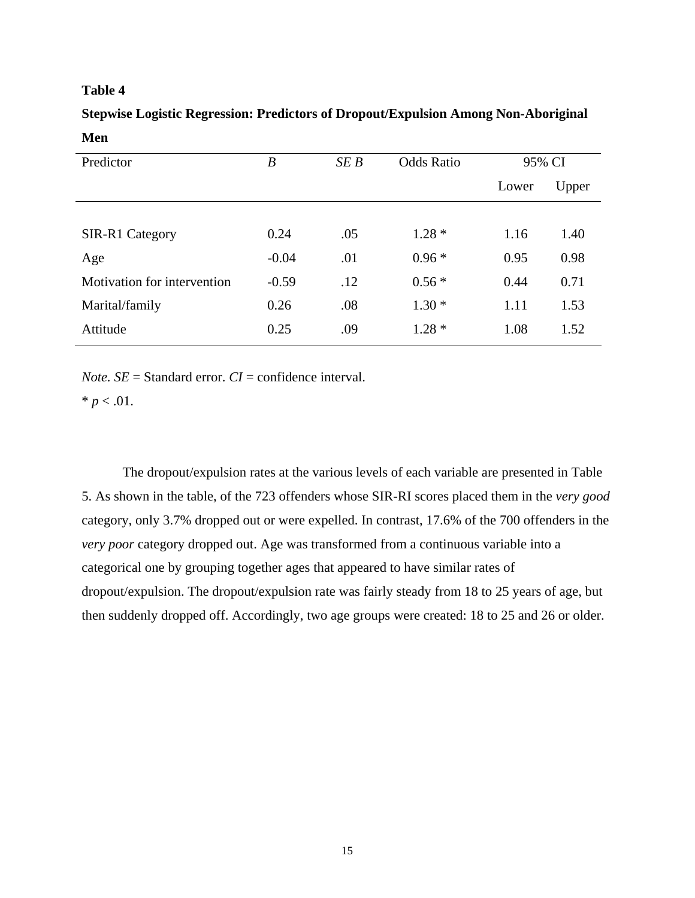**Table 4**

**Stepwise Logistic Regression: Predictors of Dropout/Expulsion Among Non-Aboriginal Men**

| Predictor | *B* | *SE B* | Odds Ratio | 95% CI | |
|---|---|---|---|---|---|
| | | | | Lower | Upper |
| SIR-R1 Category | 0.24 | .05 | 1.28 * | 1.16 | 1.40 |
| Age | -0.04 | .01 | 0.96 * | 0.95 | 0.98 |
| Motivation for intervention | -0.59 | .12 | 0.56 * | 0.44 | 0.71 |
| Marital/family | 0.26 | .08 | 1.30 * | 1.11 | 1.53 |
| Attitude | 0.25 | .09 | 1.28 * | 1.08 | 1.52 |

*Note. SE* = Standard error. *CI* = confidence interval.

* $p < .01$.

The dropout/expulsion rates at the various levels of each variable are presented in Table 5. As shown in the table, of the 723 offenders whose SIR-RI scores placed them in the *very good* category, only 3.7% dropped out or were expelled. In contrast, 17.6% of the 700 offenders in the *very poor* category dropped out. Age was transformed from a continuous variable into a categorical one by grouping together ages that appeared to have similar rates of dropout/expulsion. The dropout/expulsion rate was fairly steady from 18 to 25 years of age, but then suddenly dropped off. Accordingly, two age groups were created: 18 to 25 and 26 or older.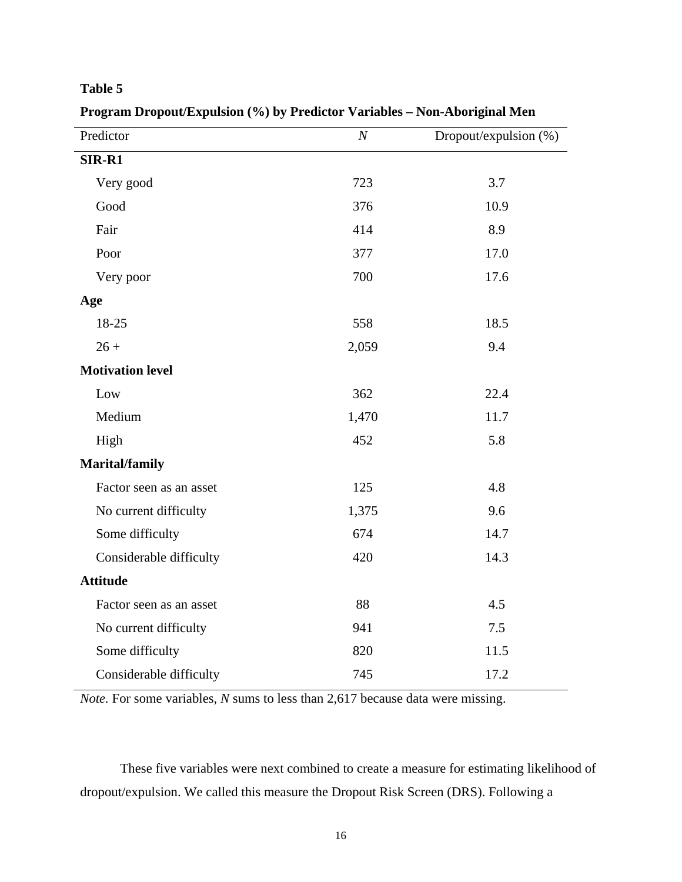**Table 5**

**Program Dropout/Expulsion (%) by Predictor Variables – Non-Aboriginal Men**

| Predictor | *N* | Dropout/expulsion (%) |
|---|---|---|
| **SIR-R1** | | |
| Very good | 723 | 3.7 |
| Good | 376 | 10.9 |
| Fair | 414 | 8.9 |
| Poor | 377 | 17.0 |
| Very poor | 700 | 17.6 |
| **Age** | | |
| 18-25 | 558 | 18.5 |
| 26 + | 2,059 | 9.4 |
| **Motivation level** | | |
| Low | 362 | 22.4 |
| Medium | 1,470 | 11.7 |
| High | 452 | 5.8 |
| **Marital/family** | | |
| Factor seen as an asset | 125 | 4.8 |
| No current difficulty | 1,375 | 9.6 |
| Some difficulty | 674 | 14.7 |
| Considerable difficulty | 420 | 14.3 |
| **Attitude** | | |
| Factor seen as an asset | 88 | 4.5 |
| No current difficulty | 941 | 7.5 |
| Some difficulty | 820 | 11.5 |
| Considerable difficulty | 745 | 17.2 |

*Note.* For some variables, *N* sums to less than 2,617 because data were missing.

These five variables were next combined to create a measure for estimating likelihood of dropout/expulsion. We called this measure the Dropout Risk Screen (DRS). Following a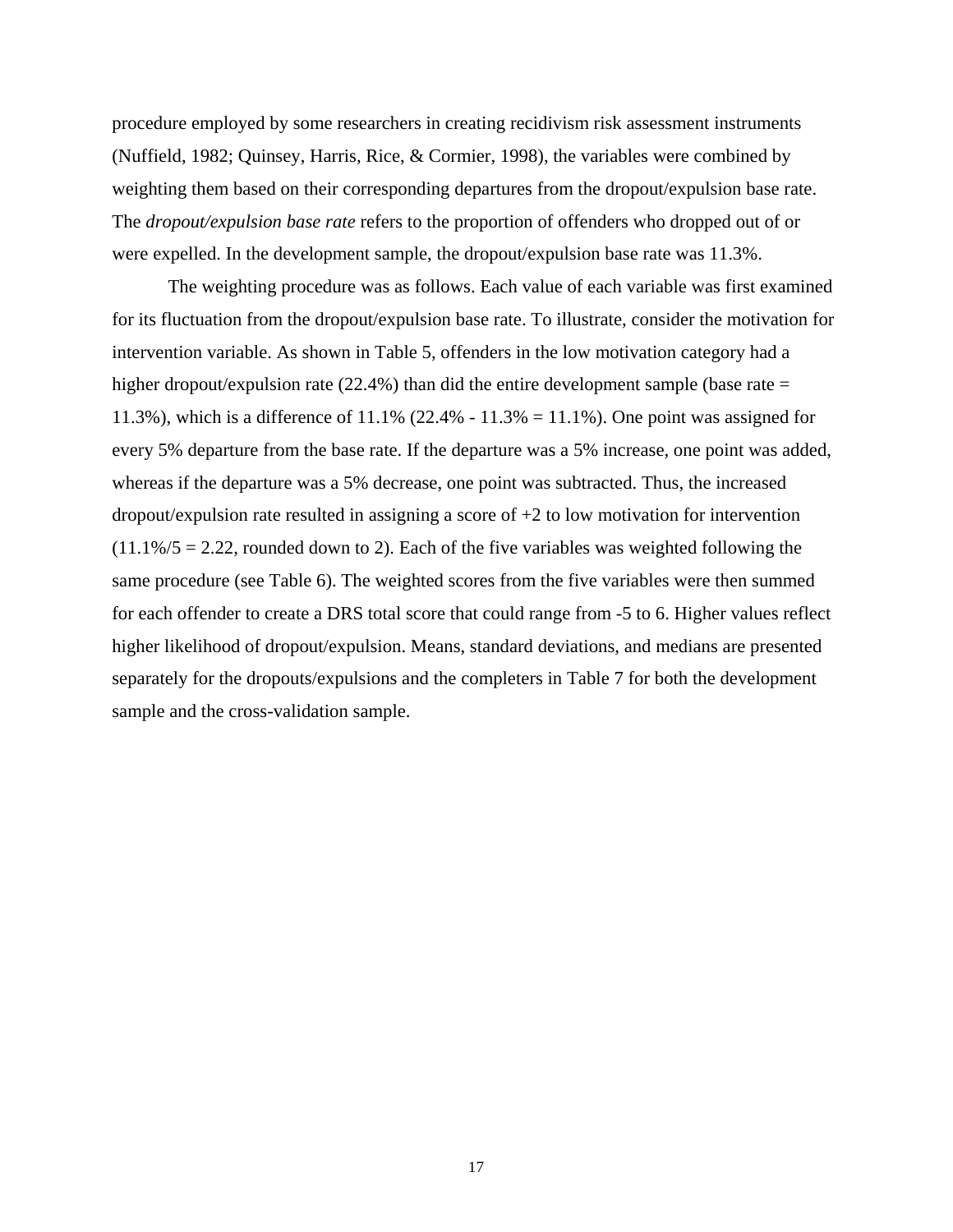procedure employed by some researchers in creating recidivism risk assessment instruments (Nuffield, 1982; Quinsey, Harris, Rice, & Cormier, 1998), the variables were combined by weighting them based on their corresponding departures from the dropout/expulsion base rate. The *dropout/expulsion base rate* refers to the proportion of offenders who dropped out of or were expelled. In the development sample, the dropout/expulsion base rate was 11.3%.

The weighting procedure was as follows. Each value of each variable was first examined for its fluctuation from the dropout/expulsion base rate. To illustrate, consider the motivation for intervention variable. As shown in Table 5, offenders in the low motivation category had a higher dropout/expulsion rate (22.4%) than did the entire development sample (base rate = 11.3%), which is a difference of 11.1% (22.4% - 11.3% = 11.1%). One point was assigned for every 5% departure from the base rate. If the departure was a 5% increase, one point was added, whereas if the departure was a 5% decrease, one point was subtracted. Thus, the increased dropout/expulsion rate resulted in assigning a score of +2 to low motivation for intervention (11.1%/5 = 2.22, rounded down to 2). Each of the five variables was weighted following the same procedure (see Table 6). The weighted scores from the five variables were then summed for each offender to create a DRS total score that could range from -5 to 6. Higher values reflect higher likelihood of dropout/expulsion. Means, standard deviations, and medians are presented separately for the dropouts/expulsions and the completers in Table 7 for both the development sample and the cross-validation sample.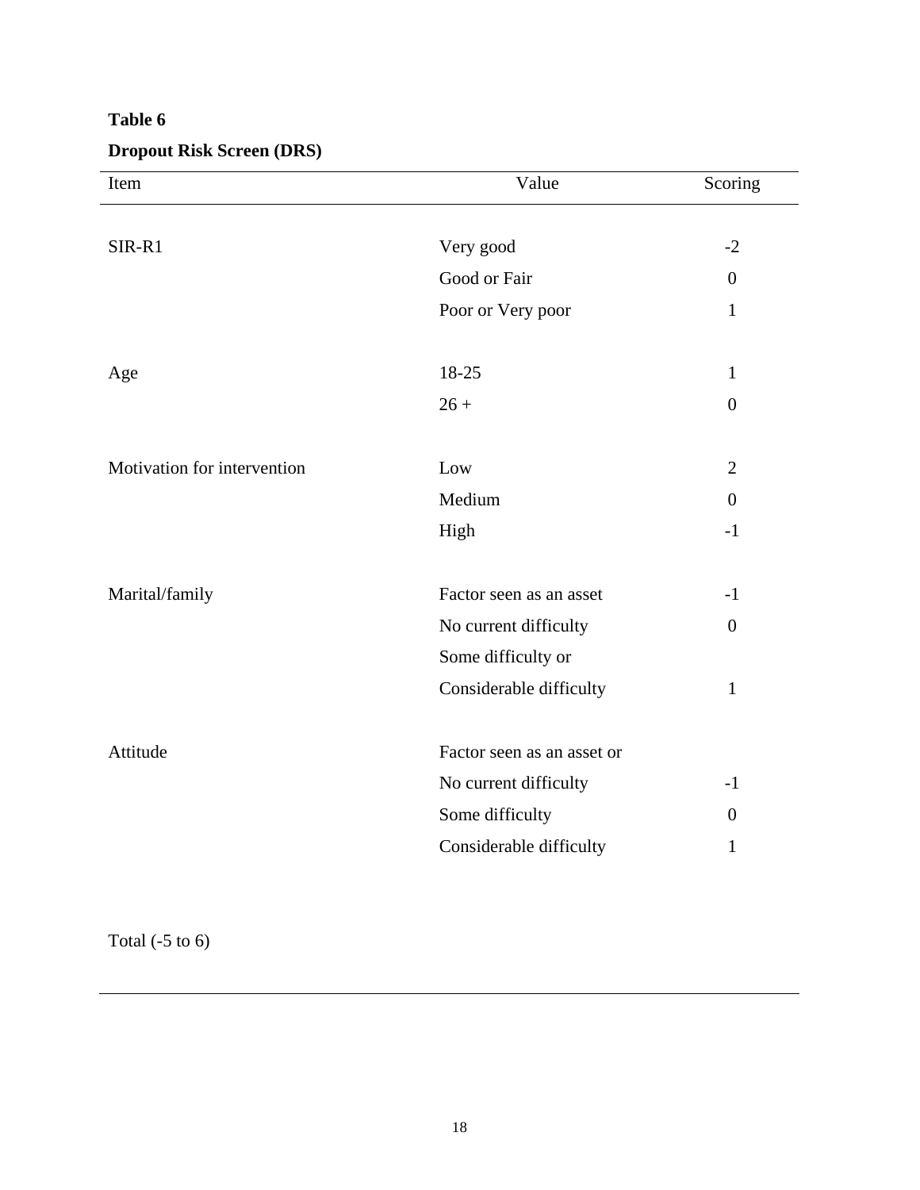**Table 6**

**Dropout Risk Screen (DRS)**

| Item | Value | Scoring |
|---|---|---|
| SIR-R1 | Very good | -2 |
| | Good or Fair | 0 |
| | Poor or Very poor | 1 |
| Age | 18-25 | 1 |
| | 26 + | 0 |
| Motivation for intervention | Low | 2 |
| | Medium | 0 |
| | High | -1 |
| Marital/family | Factor seen as an asset | -1 |
| | No current difficulty | 0 |
| | Some difficulty or Considerable difficulty | 1 |
| Attitude | Factor seen as an asset or No current difficulty | -1 |
| | Some difficulty | 0 |
| | Considerable difficulty | 1 |
| Total (-5 to 6) | | |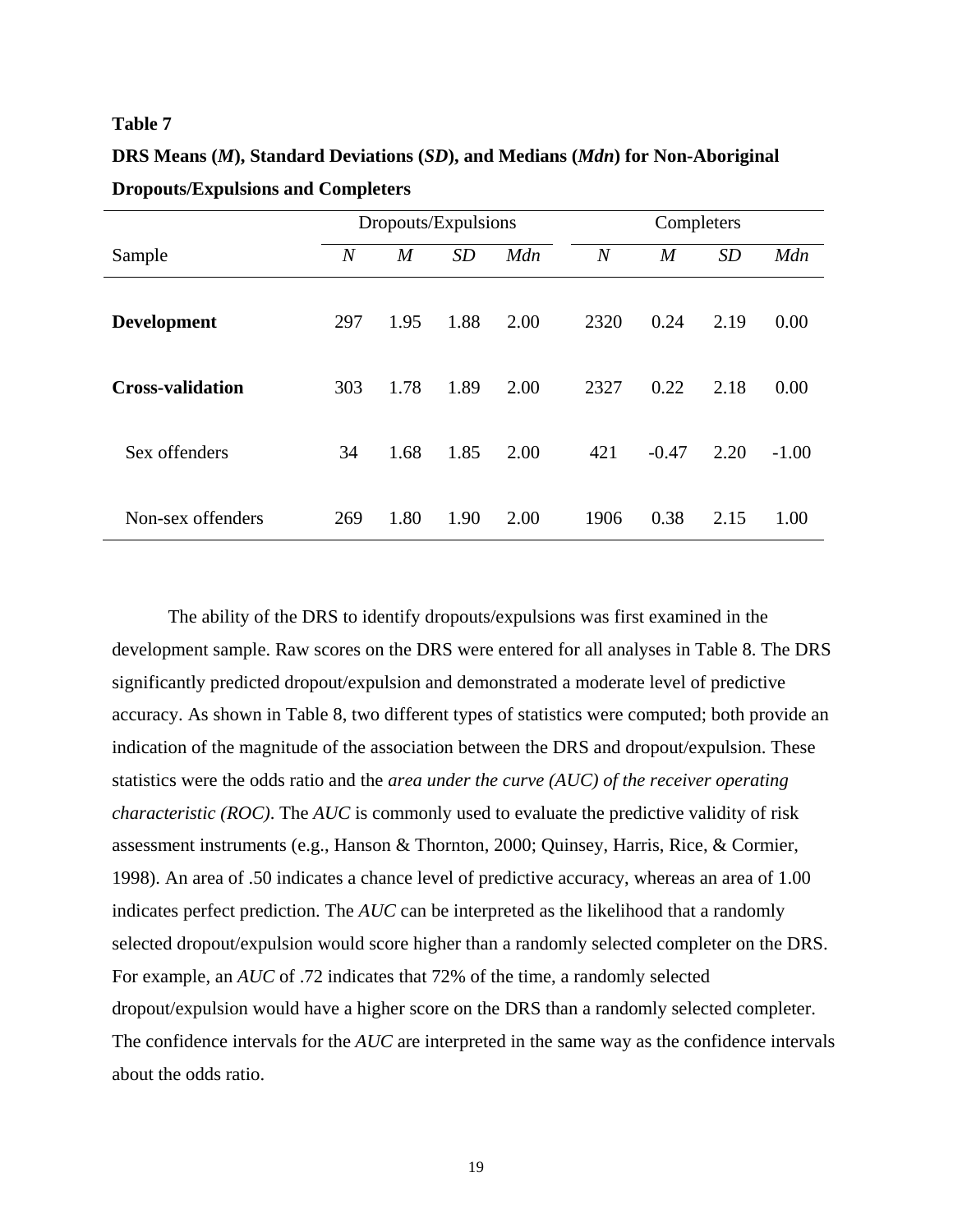**Table 7**

**DRS Means (*M*), Standard Deviations (*SD*), and Medians (*Mdn*) for Non-Aboriginal Dropouts/Expulsions and Completers**

| | Dropouts/Expulsions | | | | Completers | | | |
|---|---|---|---|---|---|---|---|---|
| Sample | *N* | *M* | *SD* | *Mdn* | *N* | *M* | *SD* | *Mdn* |
| **Development** | 297 | 1.95 | 1.88 | 2.00 | 2320 | 0.24 | 2.19 | 0.00 |
| **Cross-validation** | 303 | 1.78 | 1.89 | 2.00 | 2327 | 0.22 | 2.18 | 0.00 |
| Sex offenders | 34 | 1.68 | 1.85 | 2.00 | 421 | -0.47 | 2.20 | -1.00 |
| Non-sex offenders | 269 | 1.80 | 1.90 | 2.00 | 1906 | 0.38 | 2.15 | 1.00 |

The ability of the DRS to identify dropouts/expulsions was first examined in the development sample. Raw scores on the DRS were entered for all analyses in Table 8. The DRS significantly predicted dropout/expulsion and demonstrated a moderate level of predictive accuracy. As shown in Table 8, two different types of statistics were computed; both provide an indication of the magnitude of the association between the DRS and dropout/expulsion. These statistics were the odds ratio and the *area under the curve (AUC) of the receiver operating characteristic (ROC)*. The *AUC* is commonly used to evaluate the predictive validity of risk assessment instruments (e.g., Hanson & Thornton, 2000; Quinsey, Harris, Rice, & Cormier, 1998). An area of .50 indicates a chance level of predictive accuracy, whereas an area of 1.00 indicates perfect prediction. The *AUC* can be interpreted as the likelihood that a randomly selected dropout/expulsion would score higher than a randomly selected completer on the DRS. For example, an *AUC* of .72 indicates that 72% of the time, a randomly selected dropout/expulsion would have a higher score on the DRS than a randomly selected completer. The confidence intervals for the *AUC* are interpreted in the same way as the confidence intervals about the odds ratio.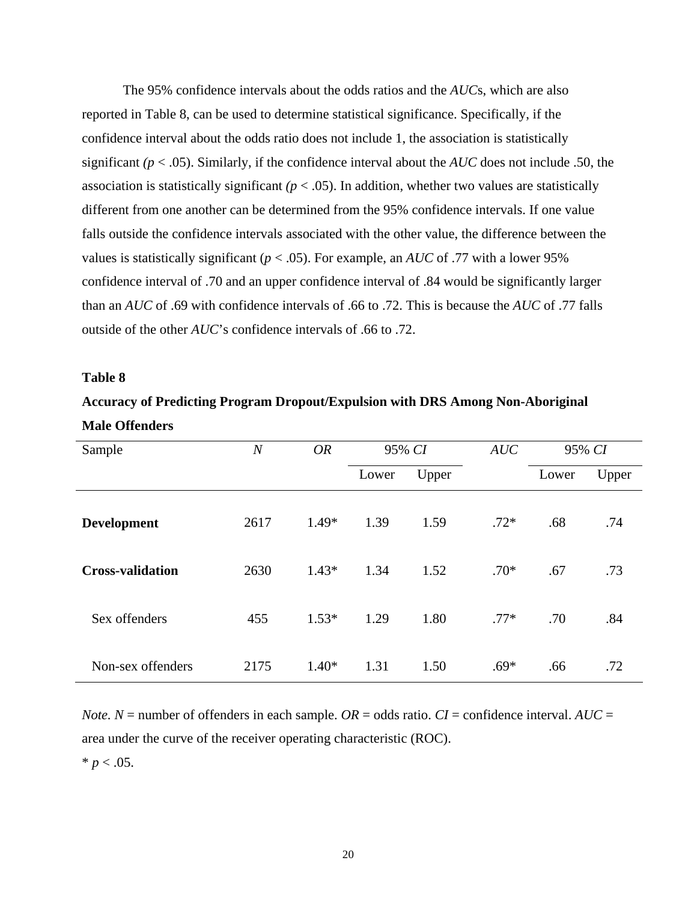The 95% confidence intervals about the odds ratios and the *AUC*s, which are also reported in Table 8, can be used to determine statistical significance. Specifically, if the confidence interval about the odds ratio does not include 1, the association is statistically significant *(p* < .05). Similarly, if the confidence interval about the *AUC* does not include .50, the association is statistically significant *(p* < .05). In addition, whether two values are statistically different from one another can be determined from the 95% confidence intervals. If one value falls outside the confidence intervals associated with the other value, the difference between the values is statistically significant (*p* < .05). For example, an *AUC* of .77 with a lower 95% confidence interval of .70 and an upper confidence interval of .84 would be significantly larger than an *AUC* of .69 with confidence intervals of .66 to .72. This is because the *AUC* of .77 falls outside of the other *AUC*'s confidence intervals of .66 to .72.

**Table 8**

**Accuracy of Predicting Program Dropout/Expulsion with DRS Among Non-Aboriginal Male Offenders**

| Sample | *N* | *OR* | 95% *CI* | | *AUC* | 95% *CI* | |
|---|---|---|---|---|---|---|---|
| | | | Lower | Upper | | Lower | Upper |
| **Development** | 2617 | 1.49* | 1.39 | 1.59 | .72* | .68 | .74 |
| **Cross-validation** | 2630 | 1.43* | 1.34 | 1.52 | .70* | .67 | .73 |
| Sex offenders | 455 | 1.53* | 1.29 | 1.80 | .77* | .70 | .84 |
| Non-sex offenders | 2175 | 1.40* | 1.31 | 1.50 | .69* | .66 | .72 |

*Note*. *N* = number of offenders in each sample. *OR* = odds ratio. *CI* = confidence interval. *AUC* = area under the curve of the receiver operating characteristic (ROC).

* *p* < .05.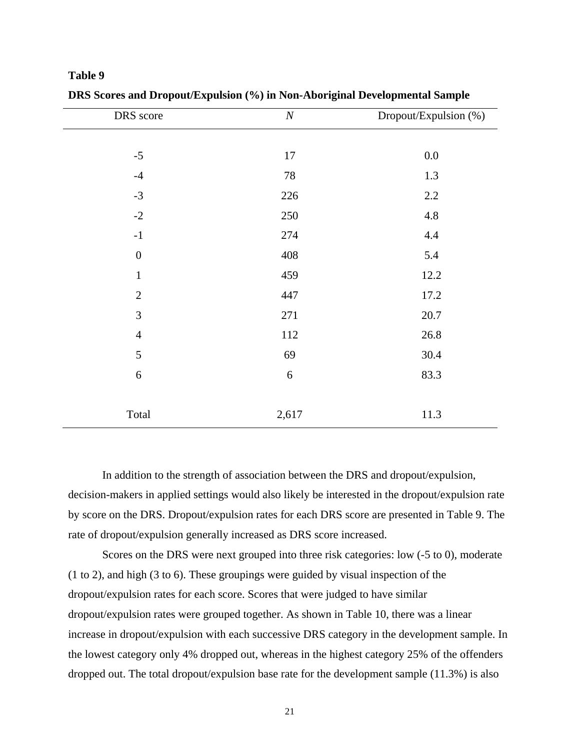**Table 9**

**DRS Scores and Dropout/Expulsion (%) in Non-Aboriginal Developmental Sample**

| DRS score | *N* | Dropout/Expulsion (%) |
|---|---|---|
| -5 | 17 | 0.0 |
| -4 | 78 | 1.3 |
| -3 | 226 | 2.2 |
| -2 | 250 | 4.8 |
| -1 | 274 | 4.4 |
| 0 | 408 | 5.4 |
| 1 | 459 | 12.2 |
| 2 | 447 | 17.2 |
| 3 | 271 | 20.7 |
| 4 | 112 | 26.8 |
| 5 | 69 | 30.4 |
| 6 | 6 | 83.3 |
| Total | 2,617 | 11.3 |

In addition to the strength of association between the DRS and dropout/expulsion, decision-makers in applied settings would also likely be interested in the dropout/expulsion rate by score on the DRS. Dropout/expulsion rates for each DRS score are presented in Table 9. The rate of dropout/expulsion generally increased as DRS score increased.

Scores on the DRS were next grouped into three risk categories: low (-5 to 0), moderate (1 to 2), and high (3 to 6). These groupings were guided by visual inspection of the dropout/expulsion rates for each score. Scores that were judged to have similar dropout/expulsion rates were grouped together. As shown in Table 10, there was a linear increase in dropout/expulsion with each successive DRS category in the development sample. In the lowest category only 4% dropped out, whereas in the highest category 25% of the offenders dropped out. The total dropout/expulsion base rate for the development sample (11.3%) is also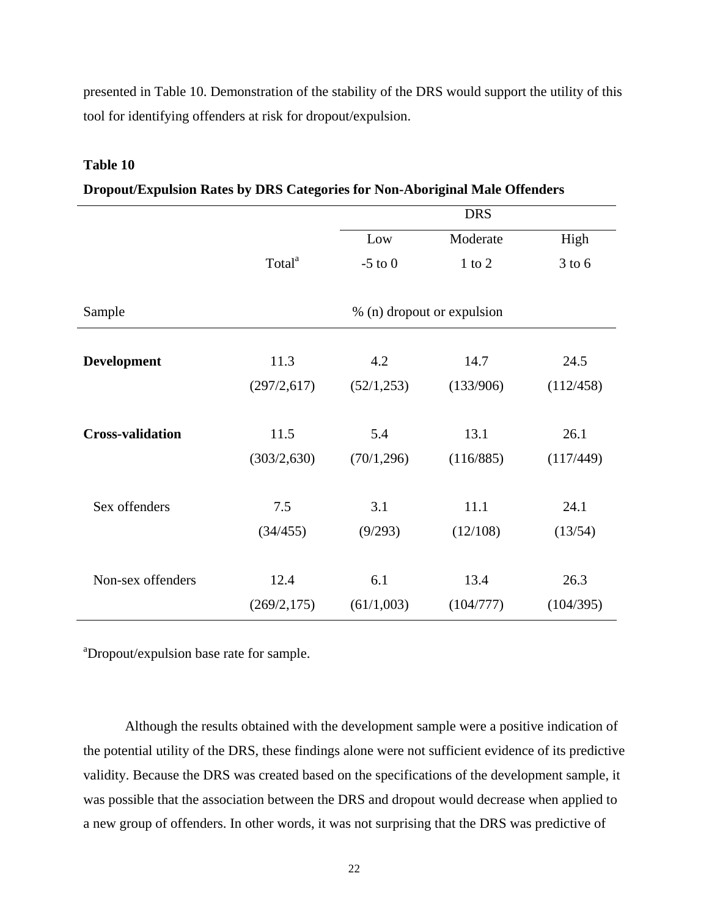presented in Table 10. Demonstration of the stability of the DRS would support the utility of this tool for identifying offenders at risk for dropout/expulsion.

**Table 10**

**Dropout/Expulsion Rates by DRS Categories for Non-Aboriginal Male Offenders**

| | | DRS | | |
|---|---|---|---|---|
| | | Low | Moderate | High |
| | Total[a] | -5 to 0 | 1 to 2 | 3 to 6 |
| Sample | % (n) dropout or expulsion | | | |
| **Development** | 11.3 (297/2,617) | 4.2 (52/1,253) | 14.7 (133/906) | 24.5 (112/458) |
| **Cross-validation** | 11.5 (303/2,630) | 5.4 (70/1,296) | 13.1 (116/885) | 26.1 (117/449) |
| Sex offenders | 7.5 (34/455) | 3.1 (9/293) | 11.1 (12/108) | 24.1 (13/54) |
| Non-sex offenders | 12.4 (269/2,175) | 6.1 (61/1,003) | 13.4 (104/777) | 26.3 (104/395) |

[a]Dropout/expulsion base rate for sample.

Although the results obtained with the development sample were a positive indication of the potential utility of the DRS, these findings alone were not sufficient evidence of its predictive validity. Because the DRS was created based on the specifications of the development sample, it was possible that the association between the DRS and dropout would decrease when applied to a new group of offenders. In other words, it was not surprising that the DRS was predictive of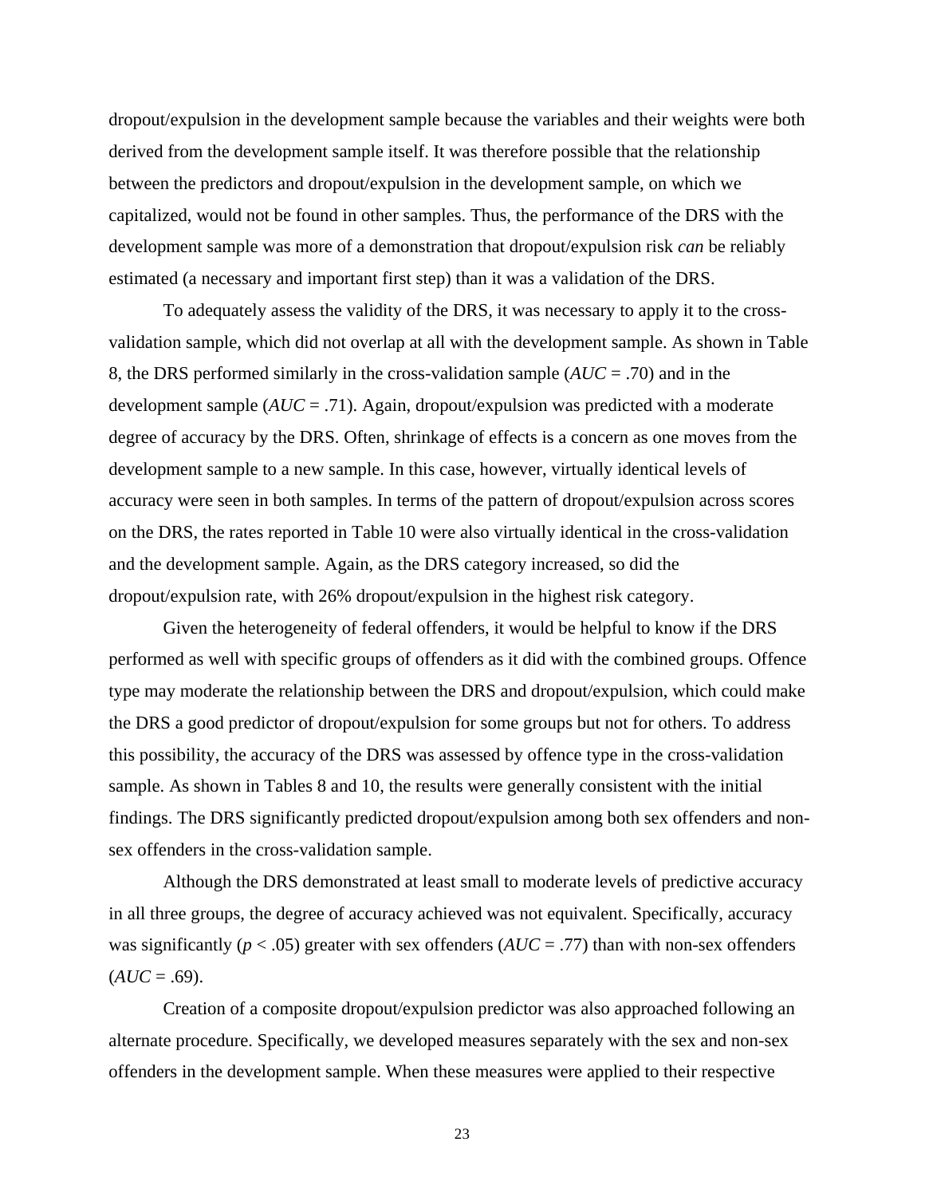dropout/expulsion in the development sample because the variables and their weights were both derived from the development sample itself. It was therefore possible that the relationship between the predictors and dropout/expulsion in the development sample, on which we capitalized, would not be found in other samples. Thus, the performance of the DRS with the development sample was more of a demonstration that dropout/expulsion risk *can* be reliably estimated (a necessary and important first step) than it was a validation of the DRS.

To adequately assess the validity of the DRS, it was necessary to apply it to the cross-validation sample, which did not overlap at all with the development sample. As shown in Table 8, the DRS performed similarly in the cross-validation sample (*AUC* = .70) and in the development sample (*AUC* = .71). Again, dropout/expulsion was predicted with a moderate degree of accuracy by the DRS. Often, shrinkage of effects is a concern as one moves from the development sample to a new sample. In this case, however, virtually identical levels of accuracy were seen in both samples. In terms of the pattern of dropout/expulsion across scores on the DRS, the rates reported in Table 10 were also virtually identical in the cross-validation and the development sample. Again, as the DRS category increased, so did the dropout/expulsion rate, with 26% dropout/expulsion in the highest risk category.

Given the heterogeneity of federal offenders, it would be helpful to know if the DRS performed as well with specific groups of offenders as it did with the combined groups. Offence type may moderate the relationship between the DRS and dropout/expulsion, which could make the DRS a good predictor of dropout/expulsion for some groups but not for others. To address this possibility, the accuracy of the DRS was assessed by offence type in the cross-validation sample. As shown in Tables 8 and 10, the results were generally consistent with the initial findings. The DRS significantly predicted dropout/expulsion among both sex offenders and non-sex offenders in the cross-validation sample.

Although the DRS demonstrated at least small to moderate levels of predictive accuracy in all three groups, the degree of accuracy achieved was not equivalent. Specifically, accuracy was significantly ($p < .05$) greater with sex offenders (*AUC* = .77) than with non-sex offenders (*AUC* = .69).

Creation of a composite dropout/expulsion predictor was also approached following an alternate procedure. Specifically, we developed measures separately with the sex and non-sex offenders in the development sample. When these measures were applied to their respective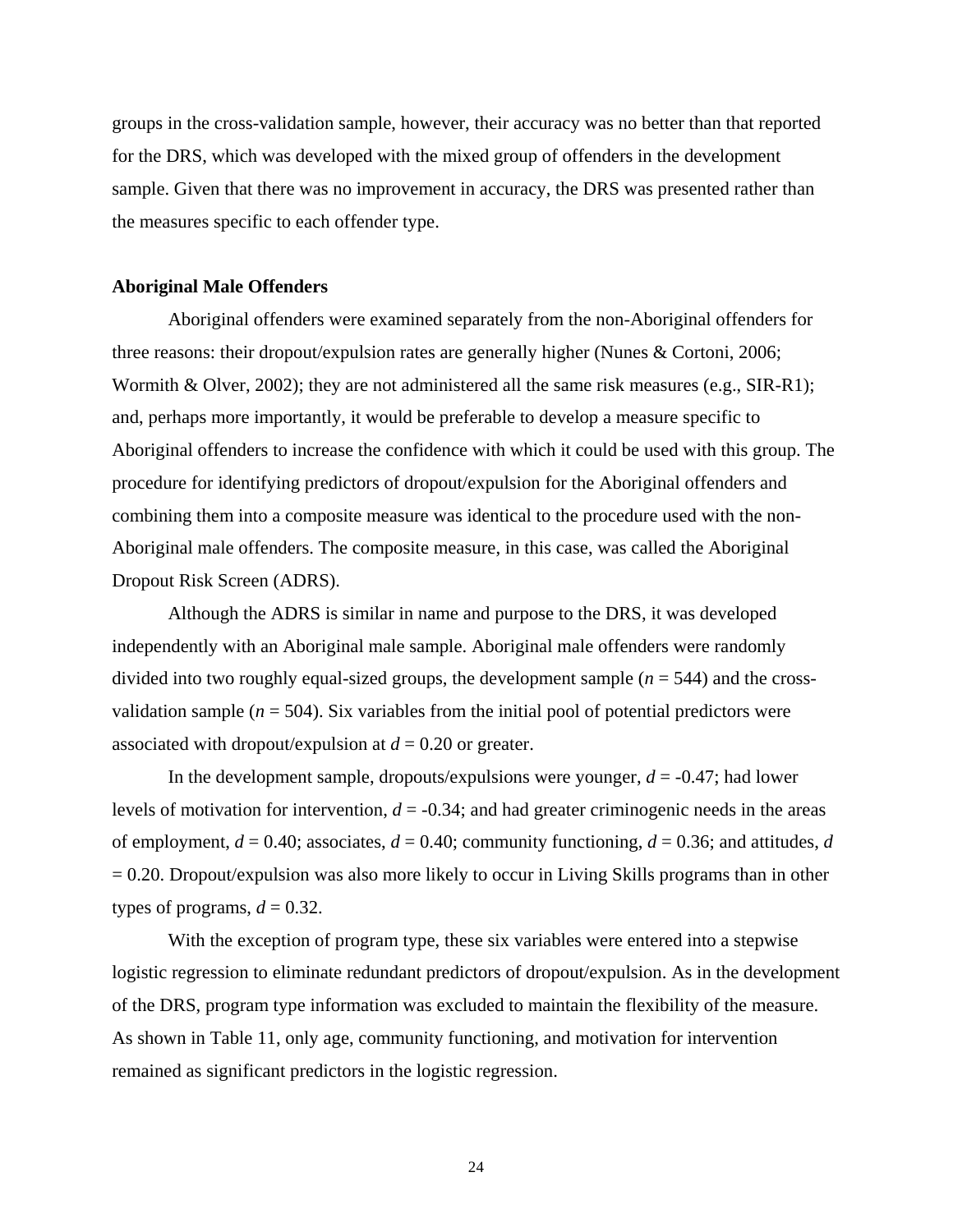groups in the cross-validation sample, however, their accuracy was no better than that reported for the DRS, which was developed with the mixed group of offenders in the development sample. Given that there was no improvement in accuracy, the DRS was presented rather than the measures specific to each offender type.

### Aboriginal Male Offenders

Aboriginal offenders were examined separately from the non-Aboriginal offenders for three reasons: their dropout/expulsion rates are generally higher (Nunes & Cortoni, 2006; Wormith & Olver, 2002); they are not administered all the same risk measures (e.g., SIR-R1); and, perhaps more importantly, it would be preferable to develop a measure specific to Aboriginal offenders to increase the confidence with which it could be used with this group. The procedure for identifying predictors of dropout/expulsion for the Aboriginal offenders and combining them into a composite measure was identical to the procedure used with the non-Aboriginal male offenders. The composite measure, in this case, was called the Aboriginal Dropout Risk Screen (ADRS).

Although the ADRS is similar in name and purpose to the DRS, it was developed independently with an Aboriginal male sample. Aboriginal male offenders were randomly divided into two roughly equal-sized groups, the development sample ($n$ = 544) and the cross-validation sample ($n$ = 504). Six variables from the initial pool of potential predictors were associated with dropout/expulsion at $d$ = 0.20 or greater.

In the development sample, dropouts/expulsions were younger, $d$ = -0.47; had lower levels of motivation for intervention, $d$ = -0.34; and had greater criminogenic needs in the areas of employment, $d$ = 0.40; associates, $d$ = 0.40; community functioning, $d$ = 0.36; and attitudes, $d$ = 0.20. Dropout/expulsion was also more likely to occur in Living Skills programs than in other types of programs, $d$ = 0.32.

With the exception of program type, these six variables were entered into a stepwise logistic regression to eliminate redundant predictors of dropout/expulsion. As in the development of the DRS, program type information was excluded to maintain the flexibility of the measure. As shown in Table 11, only age, community functioning, and motivation for intervention remained as significant predictors in the logistic regression.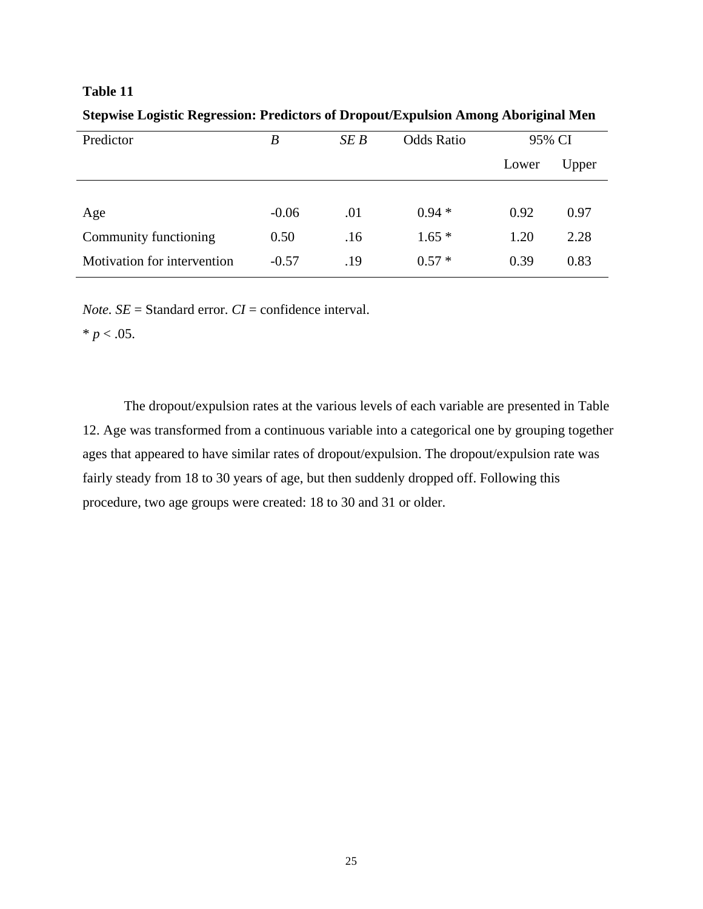**Table 11**

**Stepwise Logistic Regression: Predictors of Dropout/Expulsion Among Aboriginal Men**

| Predictor | *B* | *SE B* | Odds Ratio | 95% CI | |
|---|---|---|---|---|---|
| | | | | Lower | Upper |
| Age | -0.06 | .01 | 0.94 * | 0.92 | 0.97 |
| Community functioning | 0.50 | .16 | 1.65 * | 1.20 | 2.28 |
| Motivation for intervention | -0.57 | .19 | 0.57 * | 0.39 | 0.83 |

*Note*. *SE* = Standard error. *CI* = confidence interval.

* $p < .05$.

The dropout/expulsion rates at the various levels of each variable are presented in Table 12. Age was transformed from a continuous variable into a categorical one by grouping together ages that appeared to have similar rates of dropout/expulsion. The dropout/expulsion rate was fairly steady from 18 to 30 years of age, but then suddenly dropped off. Following this procedure, two age groups were created: 18 to 30 and 31 or older.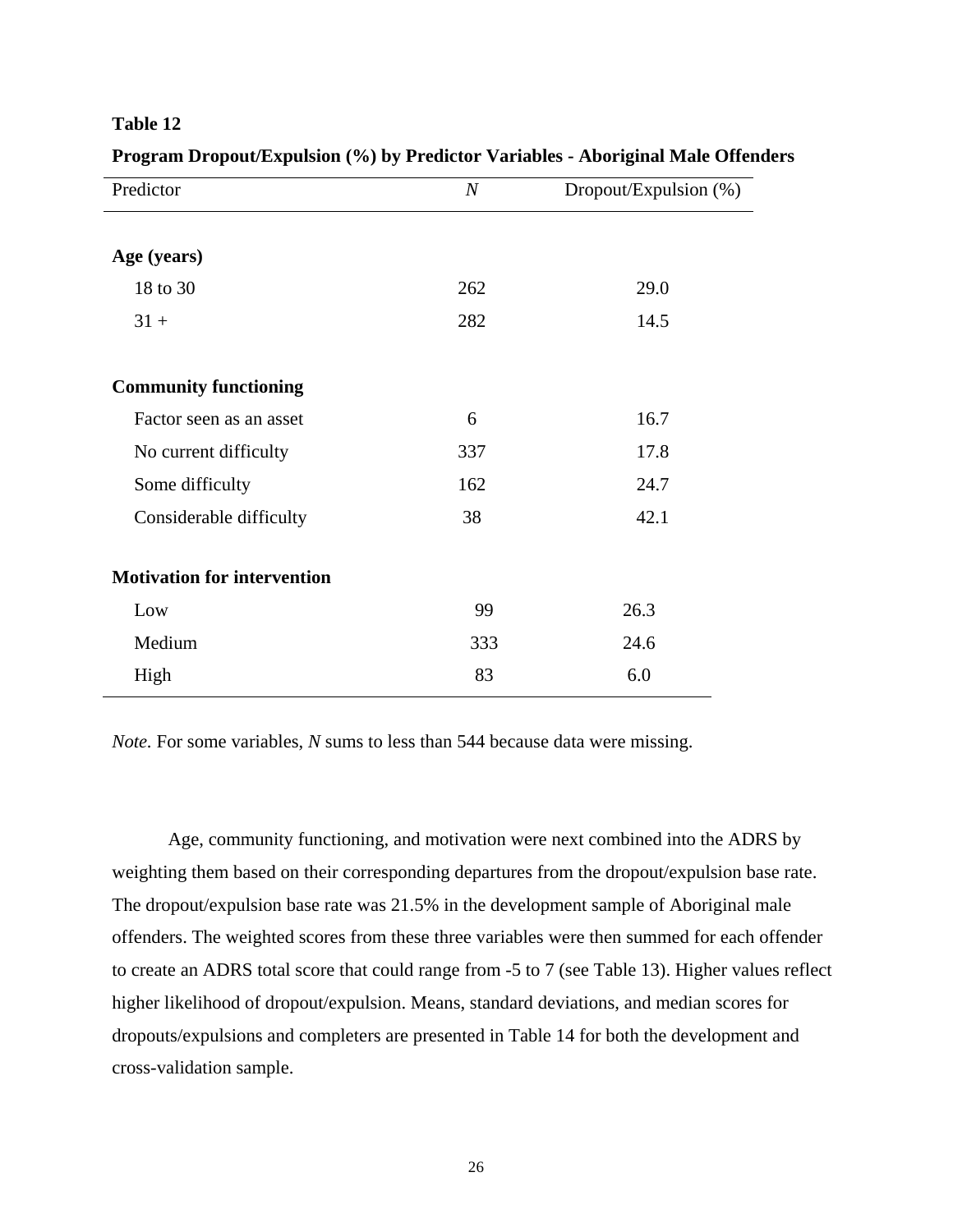**Table 12**

**Program Dropout/Expulsion (%) by Predictor Variables - Aboriginal Male Offenders**

| Predictor | *N* | Dropout/Expulsion (%) |
|---|---|---|
| **Age (years)** | | |
| 18 to 30 | 262 | 29.0 |
| 31 + | 282 | 14.5 |
| **Community functioning** | | |
| Factor seen as an asset | 6 | 16.7 |
| No current difficulty | 337 | 17.8 |
| Some difficulty | 162 | 24.7 |
| Considerable difficulty | 38 | 42.1 |
| **Motivation for intervention** | | |
| Low | 99 | 26.3 |
| Medium | 333 | 24.6 |
| High | 83 | 6.0 |

*Note.* For some variables, *N* sums to less than 544 because data were missing.

Age, community functioning, and motivation were next combined into the ADRS by weighting them based on their corresponding departures from the dropout/expulsion base rate. The dropout/expulsion base rate was 21.5% in the development sample of Aboriginal male offenders. The weighted scores from these three variables were then summed for each offender to create an ADRS total score that could range from -5 to 7 (see Table 13). Higher values reflect higher likelihood of dropout/expulsion. Means, standard deviations, and median scores for dropouts/expulsions and completers are presented in Table 14 for both the development and cross-validation sample.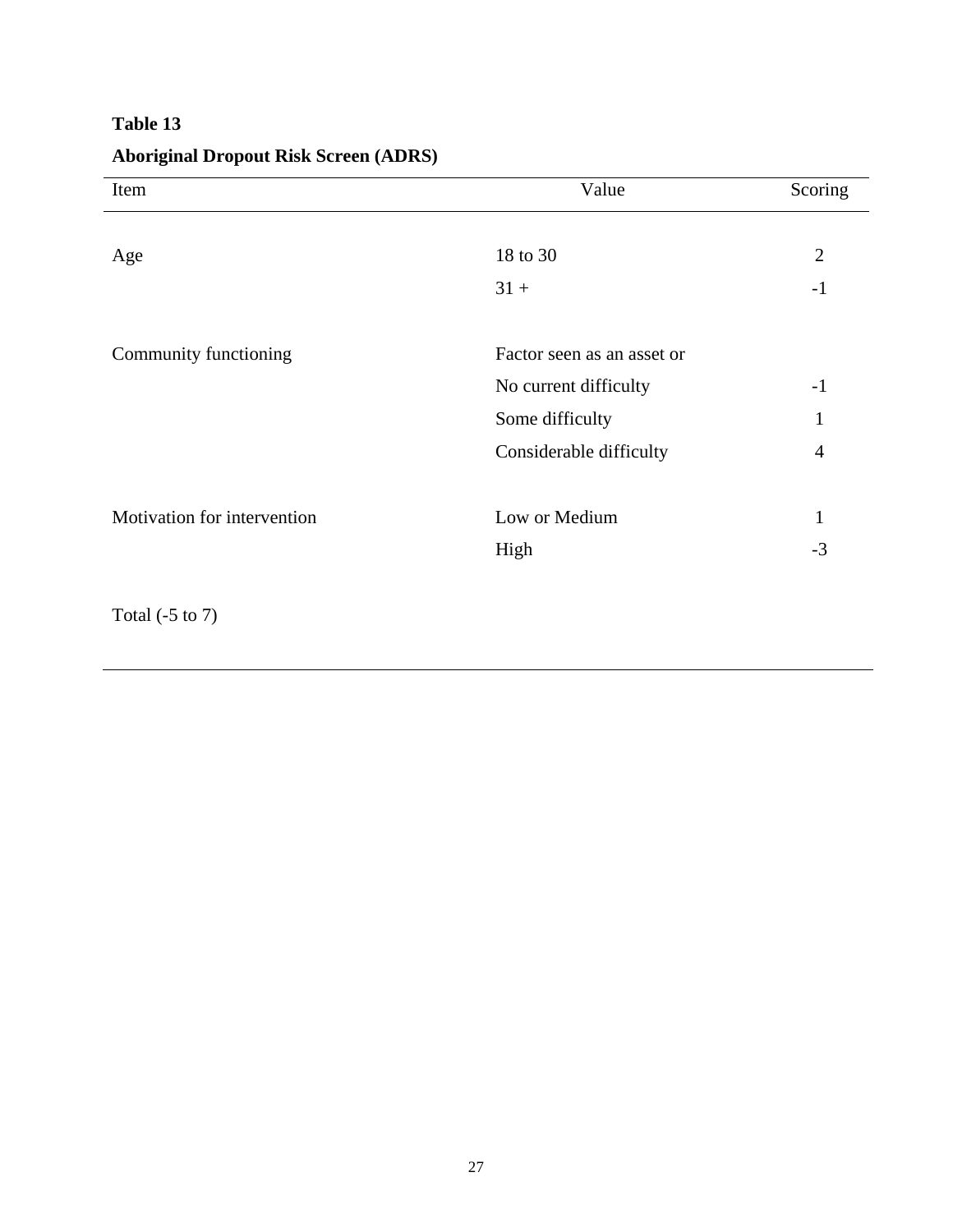**Table 13**

**Aboriginal Dropout Risk Screen (ADRS)**

| Item | Value | Scoring |
|---|---|---|
| Age | 18 to 30 | 2 |
| | 31 + | -1 |
| Community functioning | Factor seen as an asset or | |
| | No current difficulty | -1 |
| | Some difficulty | 1 |
| | Considerable difficulty | 4 |
| Motivation for intervention | Low or Medium | 1 |
| | High | -3 |
| Total (-5 to 7) | | |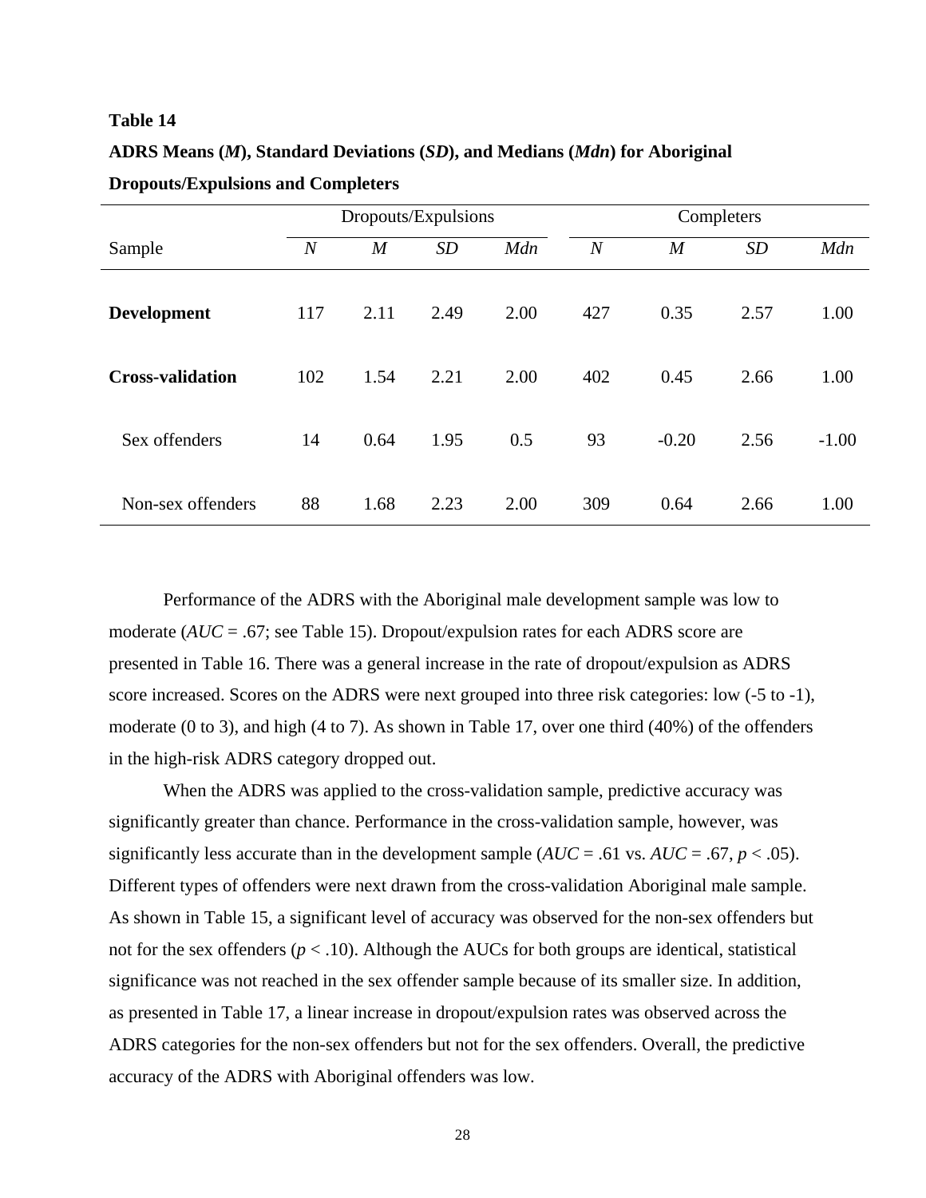**Table 14**

**ADRS Means (*M*), Standard Deviations (*SD*), and Medians (*Mdn*) for Aboriginal Dropouts/Expulsions and Completers**

| | Dropouts/Expulsions | | | | Completers | | | |
|---|---|---|---|---|---|---|---|---|
| Sample | *N* | *M* | *SD* | *Mdn* | *N* | *M* | *SD* | *Mdn* |
| **Development** | 117 | 2.11 | 2.49 | 2.00 | 427 | 0.35 | 2.57 | 1.00 |
| **Cross-validation** | 102 | 1.54 | 2.21 | 2.00 | 402 | 0.45 | 2.66 | 1.00 |
| Sex offenders | 14 | 0.64 | 1.95 | 0.5 | 93 | -0.20 | 2.56 | -1.00 |
| Non-sex offenders | 88 | 1.68 | 2.23 | 2.00 | 309 | 0.64 | 2.66 | 1.00 |

Performance of the ADRS with the Aboriginal male development sample was low to moderate (*AUC* = .67; see Table 15). Dropout/expulsion rates for each ADRS score are presented in Table 16. There was a general increase in the rate of dropout/expulsion as ADRS score increased. Scores on the ADRS were next grouped into three risk categories: low (-5 to -1), moderate (0 to 3), and high (4 to 7). As shown in Table 17, over one third (40%) of the offenders in the high-risk ADRS category dropped out.

When the ADRS was applied to the cross-validation sample, predictive accuracy was significantly greater than chance. Performance in the cross-validation sample, however, was significantly less accurate than in the development sample (*AUC* = .61 vs. *AUC* = .67, $p < .05$). Different types of offenders were next drawn from the cross-validation Aboriginal male sample. As shown in Table 15, a significant level of accuracy was observed for the non-sex offenders but not for the sex offenders ($p < .10$). Although the AUCs for both groups are identical, statistical significance was not reached in the sex offender sample because of its smaller size. In addition, as presented in Table 17, a linear increase in dropout/expulsion rates was observed across the ADRS categories for the non-sex offenders but not for the sex offenders. Overall, the predictive accuracy of the ADRS with Aboriginal offenders was low.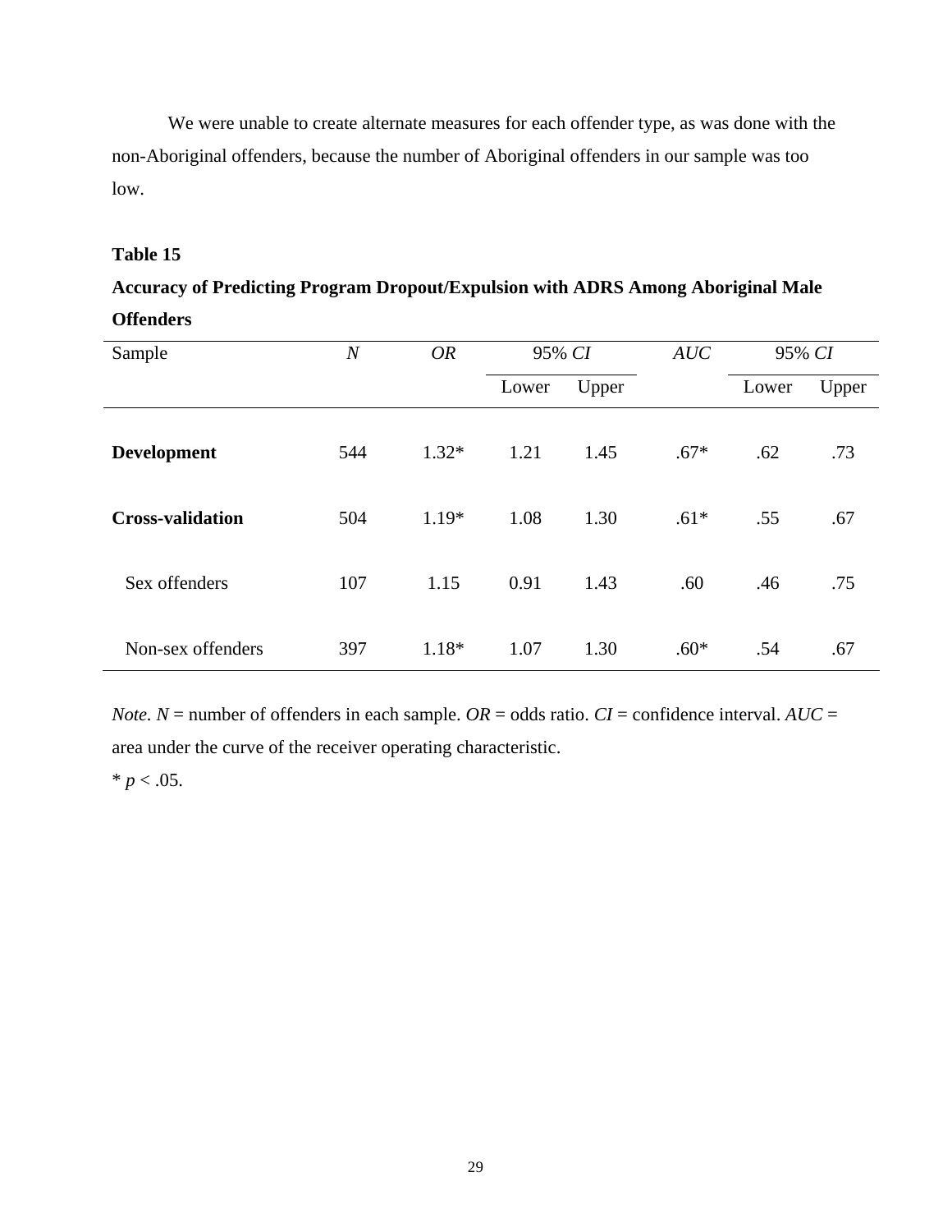We were unable to create alternate measures for each offender type, as was done with the non-Aboriginal offenders, because the number of Aboriginal offenders in our sample was too low.

**Table 15**

**Accuracy of Predicting Program Dropout/Expulsion with ADRS Among Aboriginal Male Offenders**

| Sample | *N* | *OR* | 95% *CI* | | *AUC* | 95% *CI* | |
|---|---|---|---|---|---|---|---|
| | | | Lower | Upper | | Lower | Upper |
| **Development** | 544 | 1.32* | 1.21 | 1.45 | .67* | .62 | .73 |
| **Cross-validation** | 504 | 1.19* | 1.08 | 1.30 | .61* | .55 | .67 |
| Sex offenders | 107 | 1.15 | 0.91 | 1.43 | .60 | .46 | .75 |
| Non-sex offenders | 397 | 1.18* | 1.07 | 1.30 | .60* | .54 | .67 |

*Note*. *N* = number of offenders in each sample. *OR* = odds ratio. *CI* = confidence interval. *AUC* = area under the curve of the receiver operating characteristic.
* $p < .05$.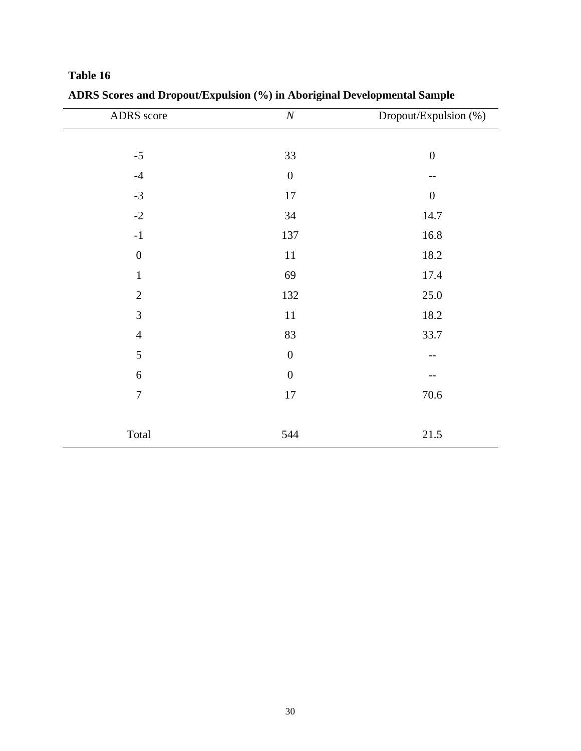**Table 16**

**ADRS Scores and Dropout/Expulsion (%) in Aboriginal Developmental Sample**

| ADRS score | *N* | Dropout/Expulsion (%) |
|---|---|---|
| -5 | 33 | 0 |
| -4 | 0 | -- |
| -3 | 17 | 0 |
| -2 | 34 | 14.7 |
| -1 | 137 | 16.8 |
| 0 | 11 | 18.2 |
| 1 | 69 | 17.4 |
| 2 | 132 | 25.0 |
| 3 | 11 | 18.2 |
| 4 | 83 | 33.7 |
| 5 | 0 | -- |
| 6 | 0 | -- |
| 7 | 17 | 70.6 |
| Total | 544 | 21.5 |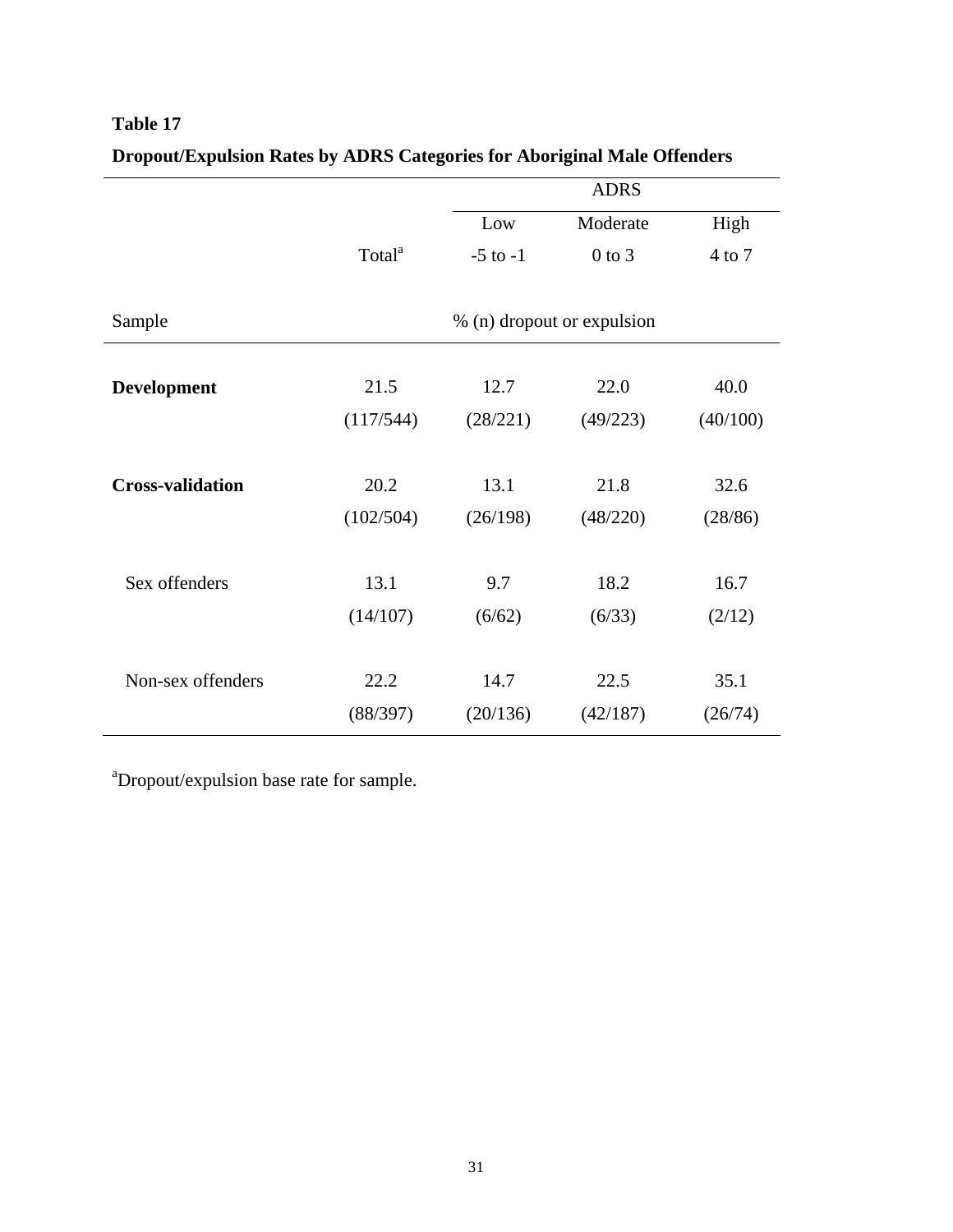**Table 17**

**Dropout/Expulsion Rates by ADRS Categories for Aboriginal Male Offenders**

| | | ADRS | | |
|---|---|---|---|---|
| | | Low | Moderate | High |
| | Total[a] | -5 to -1 | 0 to 3 | 4 to 7 |
| Sample | % (n) dropout or expulsion | | | |
| **Development** | 21.5 (117/544) | 12.7 (28/221) | 22.0 (49/223) | 40.0 (40/100) |
| **Cross-validation** | 20.2 (102/504) | 13.1 (26/198) | 21.8 (48/220) | 32.6 (28/86) |
| Sex offenders | 13.1 (14/107) | 9.7 (6/62) | 18.2 (6/33) | 16.7 (2/12) |
| Non-sex offenders | 22.2 (88/397) | 14.7 (20/136) | 22.5 (42/187) | 35.1 (26/74) |

[a]Dropout/expulsion base rate for sample.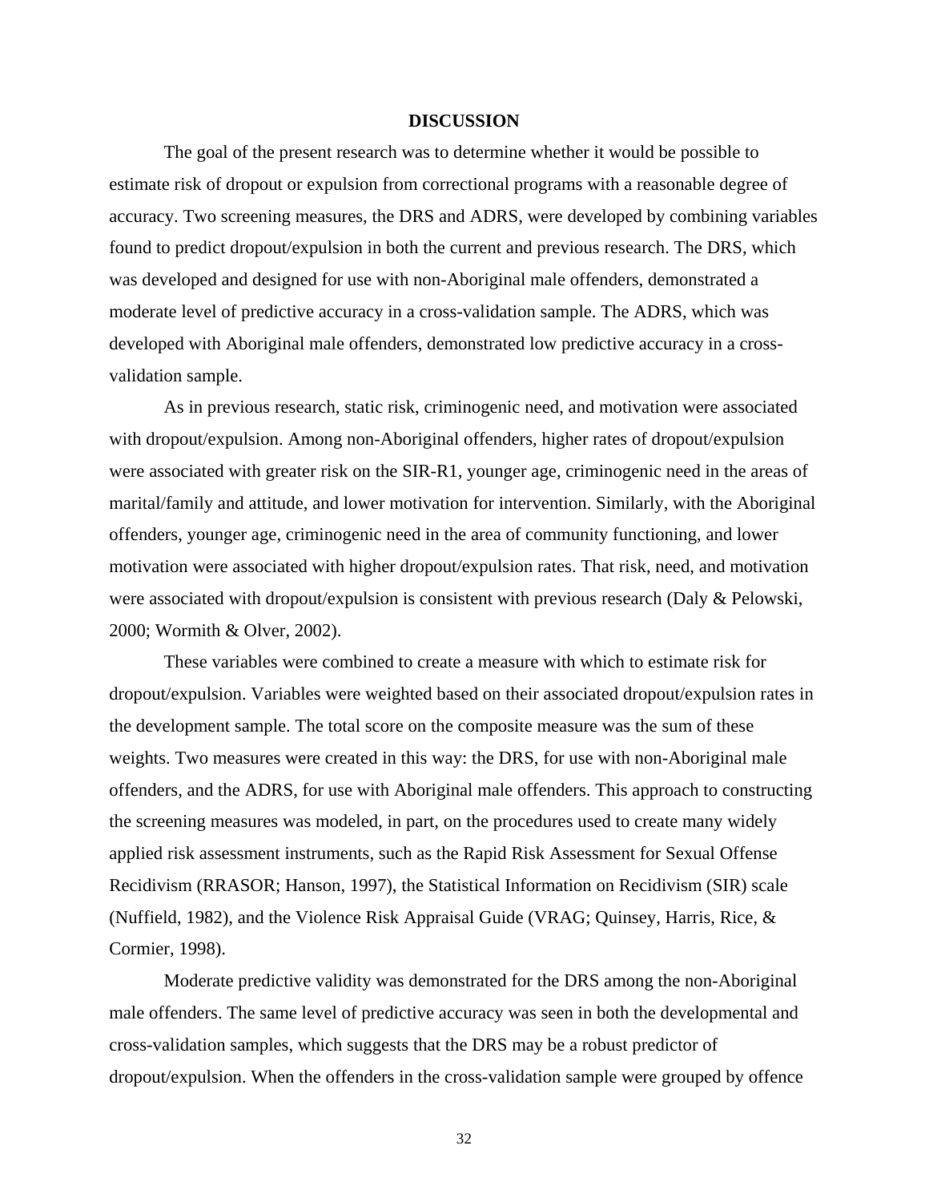## DISCUSSION

The goal of the present research was to determine whether it would be possible to estimate risk of dropout or expulsion from correctional programs with a reasonable degree of accuracy. Two screening measures, the DRS and ADRS, were developed by combining variables found to predict dropout/expulsion in both the current and previous research. The DRS, which was developed and designed for use with non-Aboriginal male offenders, demonstrated a moderate level of predictive accuracy in a cross-validation sample. The ADRS, which was developed with Aboriginal male offenders, demonstrated low predictive accuracy in a cross-validation sample.

As in previous research, static risk, criminogenic need, and motivation were associated with dropout/expulsion. Among non-Aboriginal offenders, higher rates of dropout/expulsion were associated with greater risk on the SIR-R1, younger age, criminogenic need in the areas of marital/family and attitude, and lower motivation for intervention. Similarly, with the Aboriginal offenders, younger age, criminogenic need in the area of community functioning, and lower motivation were associated with higher dropout/expulsion rates. That risk, need, and motivation were associated with dropout/expulsion is consistent with previous research (Daly & Pelowski, 2000; Wormith & Olver, 2002).

These variables were combined to create a measure with which to estimate risk for dropout/expulsion. Variables were weighted based on their associated dropout/expulsion rates in the development sample. The total score on the composite measure was the sum of these weights. Two measures were created in this way: the DRS, for use with non-Aboriginal male offenders, and the ADRS, for use with Aboriginal male offenders. This approach to constructing the screening measures was modeled, in part, on the procedures used to create many widely applied risk assessment instruments, such as the Rapid Risk Assessment for Sexual Offense Recidivism (RRASOR; Hanson, 1997), the Statistical Information on Recidivism (SIR) scale (Nuffield, 1982), and the Violence Risk Appraisal Guide (VRAG; Quinsey, Harris, Rice, & Cormier, 1998).

Moderate predictive validity was demonstrated for the DRS among the non-Aboriginal male offenders. The same level of predictive accuracy was seen in both the developmental and cross-validation samples, which suggests that the DRS may be a robust predictor of dropout/expulsion. When the offenders in the cross-validation sample were grouped by offence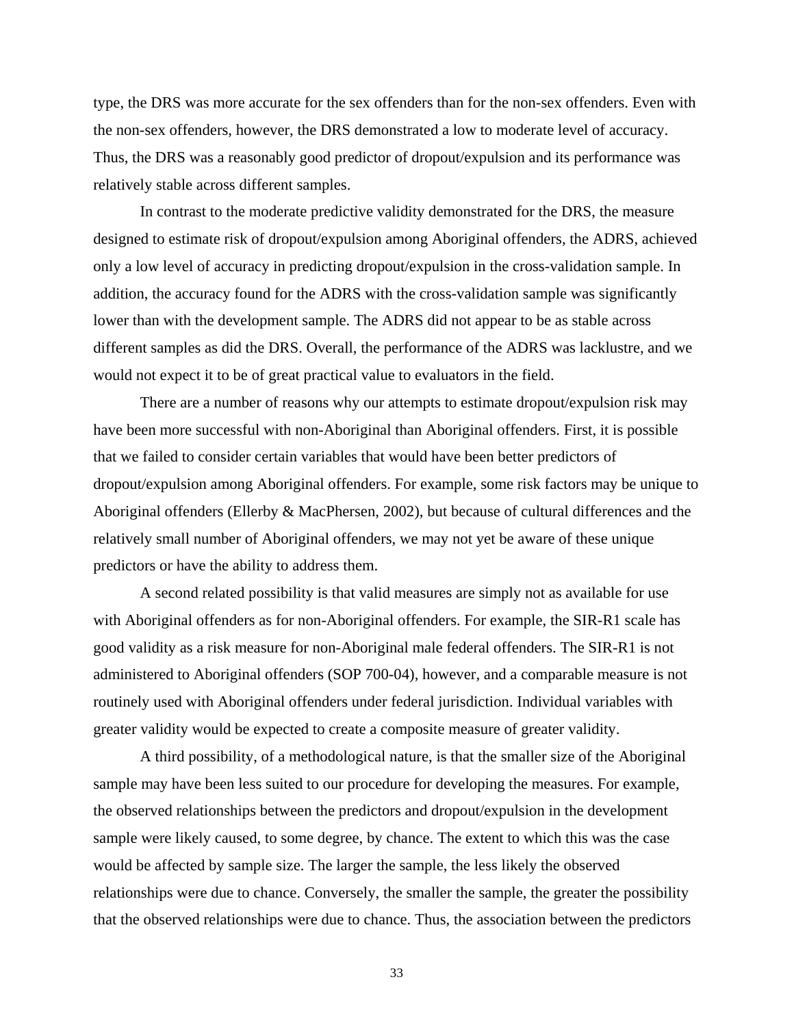type, the DRS was more accurate for the sex offenders than for the non-sex offenders. Even with the non-sex offenders, however, the DRS demonstrated a low to moderate level of accuracy. Thus, the DRS was a reasonably good predictor of dropout/expulsion and its performance was relatively stable across different samples.

In contrast to the moderate predictive validity demonstrated for the DRS, the measure designed to estimate risk of dropout/expulsion among Aboriginal offenders, the ADRS, achieved only a low level of accuracy in predicting dropout/expulsion in the cross-validation sample. In addition, the accuracy found for the ADRS with the cross-validation sample was significantly lower than with the development sample. The ADRS did not appear to be as stable across different samples as did the DRS. Overall, the performance of the ADRS was lacklustre, and we would not expect it to be of great practical value to evaluators in the field.

There are a number of reasons why our attempts to estimate dropout/expulsion risk may have been more successful with non-Aboriginal than Aboriginal offenders. First, it is possible that we failed to consider certain variables that would have been better predictors of dropout/expulsion among Aboriginal offenders. For example, some risk factors may be unique to Aboriginal offenders (Ellerby & MacPhersen, 2002), but because of cultural differences and the relatively small number of Aboriginal offenders, we may not yet be aware of these unique predictors or have the ability to address them.

A second related possibility is that valid measures are simply not as available for use with Aboriginal offenders as for non-Aboriginal offenders. For example, the SIR-R1 scale has good validity as a risk measure for non-Aboriginal male federal offenders. The SIR-R1 is not administered to Aboriginal offenders (SOP 700-04), however, and a comparable measure is not routinely used with Aboriginal offenders under federal jurisdiction. Individual variables with greater validity would be expected to create a composite measure of greater validity.

A third possibility, of a methodological nature, is that the smaller size of the Aboriginal sample may have been less suited to our procedure for developing the measures. For example, the observed relationships between the predictors and dropout/expulsion in the development sample were likely caused, to some degree, by chance. The extent to which this was the case would be affected by sample size. The larger the sample, the less likely the observed relationships were due to chance. Conversely, the smaller the sample, the greater the possibility that the observed relationships were due to chance. Thus, the association between the predictors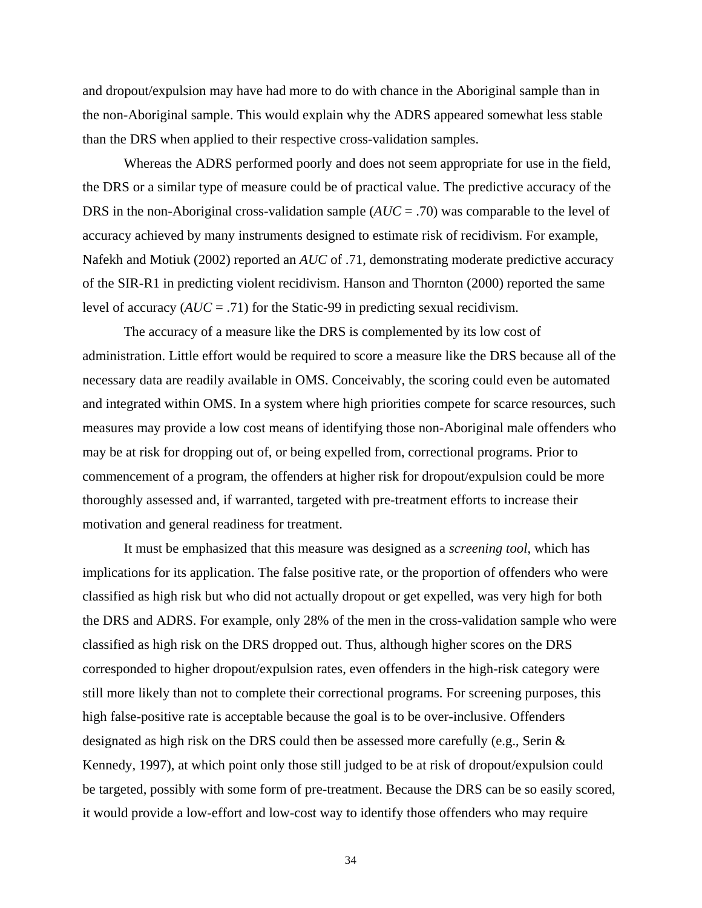and dropout/expulsion may have had more to do with chance in the Aboriginal sample than in the non-Aboriginal sample. This would explain why the ADRS appeared somewhat less stable than the DRS when applied to their respective cross-validation samples.

Whereas the ADRS performed poorly and does not seem appropriate for use in the field, the DRS or a similar type of measure could be of practical value. The predictive accuracy of the DRS in the non-Aboriginal cross-validation sample (*AUC* = .70) was comparable to the level of accuracy achieved by many instruments designed to estimate risk of recidivism. For example, Nafekh and Motiuk (2002) reported an *AUC* of .71, demonstrating moderate predictive accuracy of the SIR-R1 in predicting violent recidivism. Hanson and Thornton (2000) reported the same level of accuracy (*AUC* = .71) for the Static-99 in predicting sexual recidivism.

The accuracy of a measure like the DRS is complemented by its low cost of administration. Little effort would be required to score a measure like the DRS because all of the necessary data are readily available in OMS. Conceivably, the scoring could even be automated and integrated within OMS. In a system where high priorities compete for scarce resources, such measures may provide a low cost means of identifying those non-Aboriginal male offenders who may be at risk for dropping out of, or being expelled from, correctional programs. Prior to commencement of a program, the offenders at higher risk for dropout/expulsion could be more thoroughly assessed and, if warranted, targeted with pre-treatment efforts to increase their motivation and general readiness for treatment.

It must be emphasized that this measure was designed as a *screening tool*, which has implications for its application. The false positive rate, or the proportion of offenders who were classified as high risk but who did not actually dropout or get expelled, was very high for both the DRS and ADRS. For example, only 28% of the men in the cross-validation sample who were classified as high risk on the DRS dropped out. Thus, although higher scores on the DRS corresponded to higher dropout/expulsion rates, even offenders in the high-risk category were still more likely than not to complete their correctional programs. For screening purposes, this high false-positive rate is acceptable because the goal is to be over-inclusive. Offenders designated as high risk on the DRS could then be assessed more carefully (e.g., Serin & Kennedy, 1997), at which point only those still judged to be at risk of dropout/expulsion could be targeted, possibly with some form of pre-treatment. Because the DRS can be so easily scored, it would provide a low-effort and low-cost way to identify those offenders who may require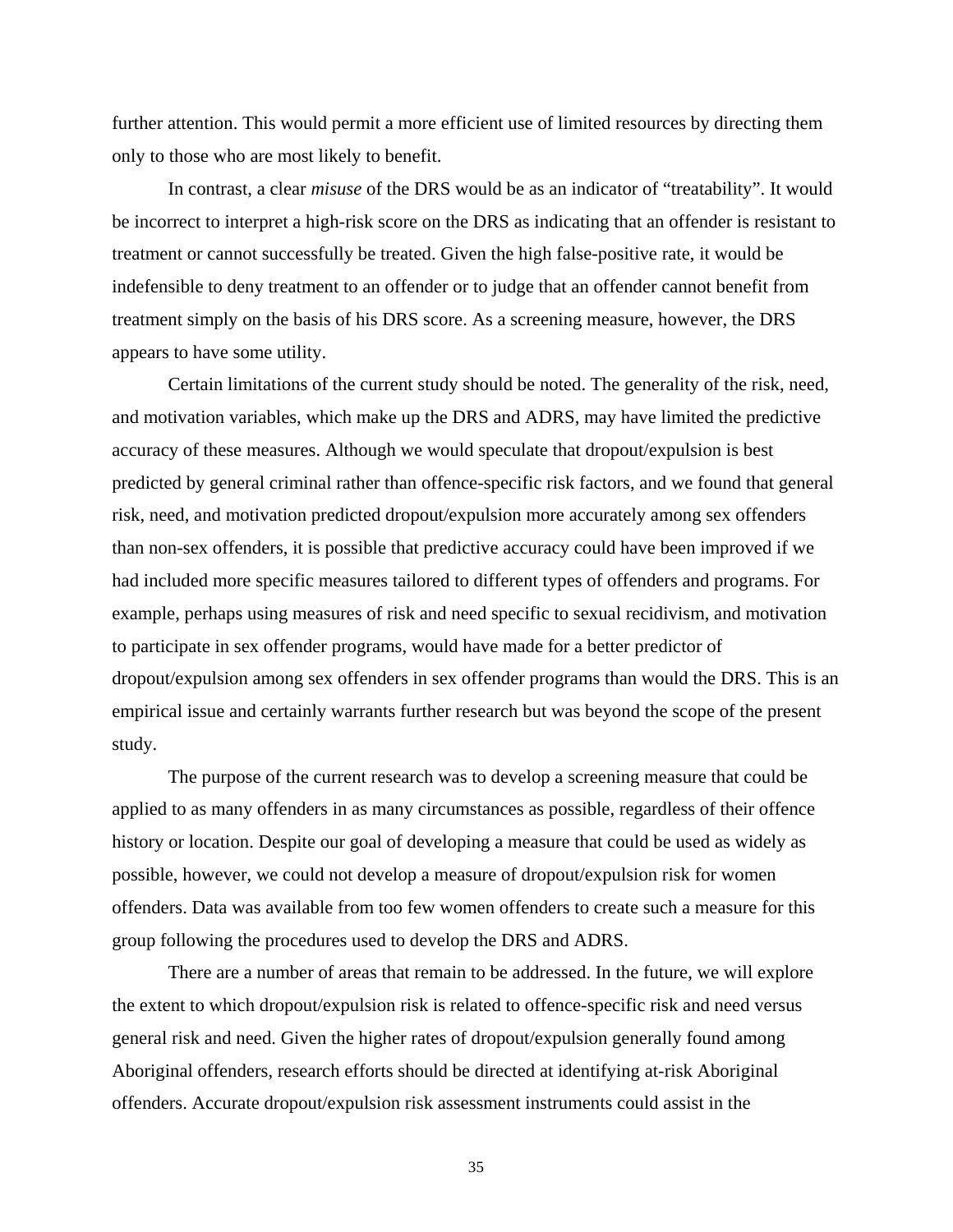further attention. This would permit a more efficient use of limited resources by directing them only to those who are most likely to benefit.

In contrast, a clear *misuse* of the DRS would be as an indicator of “treatability”. It would be incorrect to interpret a high-risk score on the DRS as indicating that an offender is resistant to treatment or cannot successfully be treated. Given the high false-positive rate, it would be indefensible to deny treatment to an offender or to judge that an offender cannot benefit from treatment simply on the basis of his DRS score. As a screening measure, however, the DRS appears to have some utility.

Certain limitations of the current study should be noted. The generality of the risk, need, and motivation variables, which make up the DRS and ADRS, may have limited the predictive accuracy of these measures. Although we would speculate that dropout/expulsion is best predicted by general criminal rather than offence-specific risk factors, and we found that general risk, need, and motivation predicted dropout/expulsion more accurately among sex offenders than non-sex offenders, it is possible that predictive accuracy could have been improved if we had included more specific measures tailored to different types of offenders and programs. For example, perhaps using measures of risk and need specific to sexual recidivism, and motivation to participate in sex offender programs, would have made for a better predictor of dropout/expulsion among sex offenders in sex offender programs than would the DRS. This is an empirical issue and certainly warrants further research but was beyond the scope of the present study.

The purpose of the current research was to develop a screening measure that could be applied to as many offenders in as many circumstances as possible, regardless of their offence history or location. Despite our goal of developing a measure that could be used as widely as possible, however, we could not develop a measure of dropout/expulsion risk for women offenders. Data was available from too few women offenders to create such a measure for this group following the procedures used to develop the DRS and ADRS.

There are a number of areas that remain to be addressed. In the future, we will explore the extent to which dropout/expulsion risk is related to offence-specific risk and need versus general risk and need. Given the higher rates of dropout/expulsion generally found among Aboriginal offenders, research efforts should be directed at identifying at-risk Aboriginal offenders. Accurate dropout/expulsion risk assessment instruments could assist in the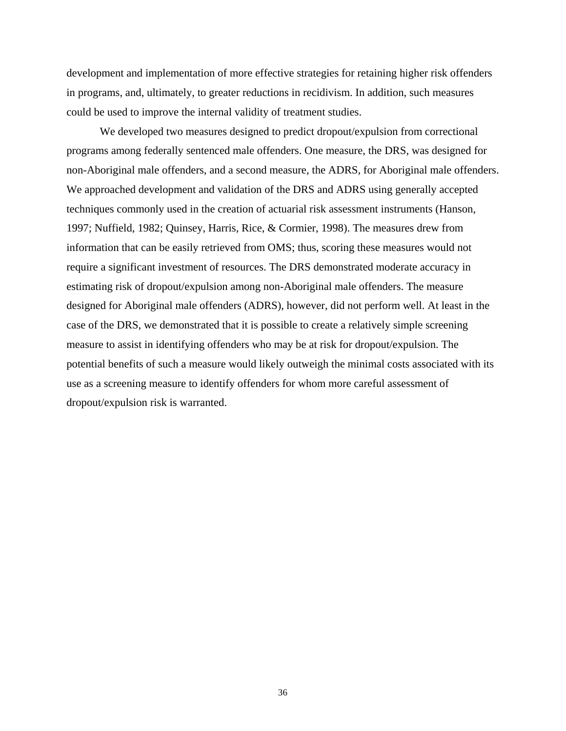development and implementation of more effective strategies for retaining higher risk offenders in programs, and, ultimately, to greater reductions in recidivism. In addition, such measures could be used to improve the internal validity of treatment studies.

We developed two measures designed to predict dropout/expulsion from correctional programs among federally sentenced male offenders. One measure, the DRS, was designed for non-Aboriginal male offenders, and a second measure, the ADRS, for Aboriginal male offenders. We approached development and validation of the DRS and ADRS using generally accepted techniques commonly used in the creation of actuarial risk assessment instruments (Hanson, 1997; Nuffield, 1982; Quinsey, Harris, Rice, & Cormier, 1998). The measures drew from information that can be easily retrieved from OMS; thus, scoring these measures would not require a significant investment of resources. The DRS demonstrated moderate accuracy in estimating risk of dropout/expulsion among non-Aboriginal male offenders. The measure designed for Aboriginal male offenders (ADRS), however, did not perform well. At least in the case of the DRS, we demonstrated that it is possible to create a relatively simple screening measure to assist in identifying offenders who may be at risk for dropout/expulsion. The potential benefits of such a measure would likely outweigh the minimal costs associated with its use as a screening measure to identify offenders for whom more careful assessment of dropout/expulsion risk is warranted.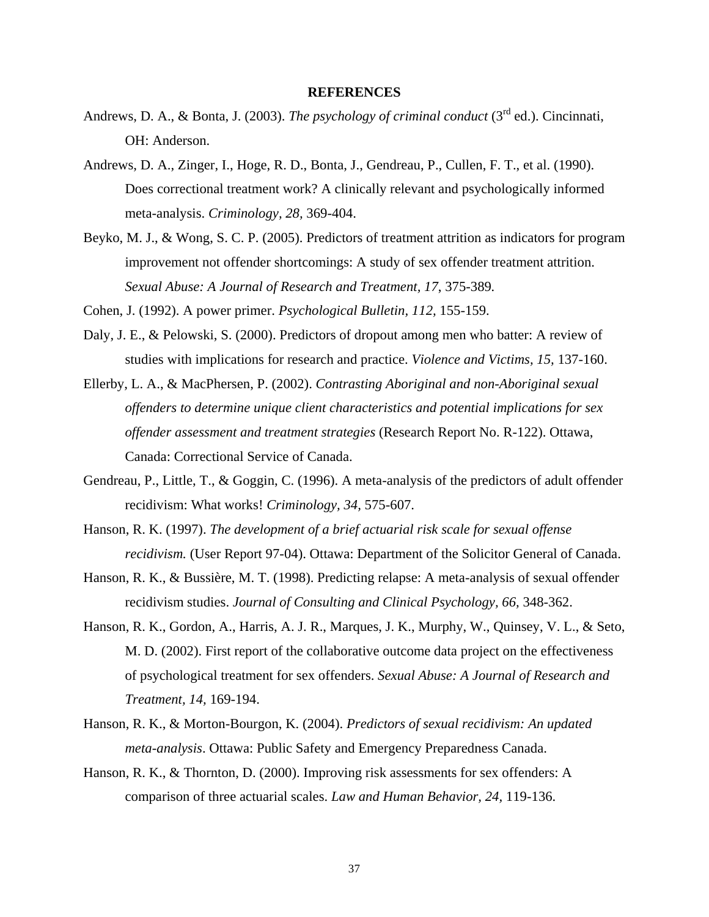## REFERENCES

Andrews, D. A., & Bonta, J. (2003). *The psychology of criminal conduct* (3rd ed.). Cincinnati, OH: Anderson.

Andrews, D. A., Zinger, I., Hoge, R. D., Bonta, J., Gendreau, P., Cullen, F. T., et al. (1990). Does correctional treatment work? A clinically relevant and psychologically informed meta-analysis. *Criminology, 28,* 369-404.

Beyko, M. J., & Wong, S. C. P. (2005). Predictors of treatment attrition as indicators for program improvement not offender shortcomings: A study of sex offender treatment attrition. *Sexual Abuse: A Journal of Research and Treatment, 17,* 375-389.

Cohen, J. (1992). A power primer. *Psychological Bulletin, 112,* 155-159.

Daly, J. E., & Pelowski, S. (2000). Predictors of dropout among men who batter: A review of studies with implications for research and practice. *Violence and Victims, 15,* 137-160.

Ellerby, L. A., & MacPhersen, P. (2002). *Contrasting Aboriginal and non-Aboriginal sexual offenders to determine unique client characteristics and potential implications for sex offender assessment and treatment strategies* (Research Report No. R-122). Ottawa, Canada: Correctional Service of Canada.

Gendreau, P., Little, T., & Goggin, C. (1996). A meta-analysis of the predictors of adult offender recidivism: What works! *Criminology, 34,* 575-607.

Hanson, R. K. (1997). *The development of a brief actuarial risk scale for sexual offense recidivism.* (User Report 97-04). Ottawa: Department of the Solicitor General of Canada.

Hanson, R. K., & Bussière, M. T. (1998). Predicting relapse: A meta-analysis of sexual offender recidivism studies. *Journal of Consulting and Clinical Psychology, 66,* 348-362.

Hanson, R. K., Gordon, A., Harris, A. J. R., Marques, J. K., Murphy, W., Quinsey, V. L., & Seto, M. D. (2002). First report of the collaborative outcome data project on the effectiveness of psychological treatment for sex offenders. *Sexual Abuse: A Journal of Research and Treatment, 14,* 169-194.

Hanson, R. K., & Morton-Bourgon, K. (2004). *Predictors of sexual recidivism: An updated meta-analysis*. Ottawa: Public Safety and Emergency Preparedness Canada.

Hanson, R. K., & Thornton, D. (2000). Improving risk assessments for sex offenders: A comparison of three actuarial scales. *Law and Human Behavior, 24,* 119-136.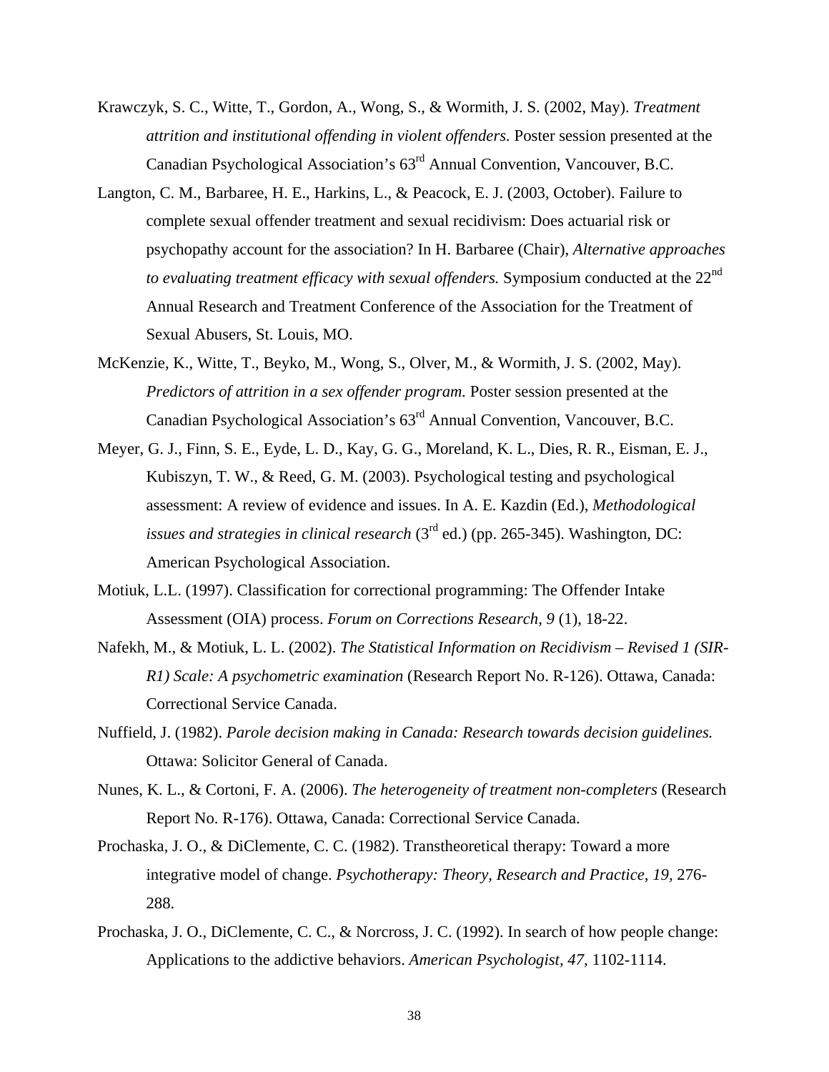Krawczyk, S. C., Witte, T., Gordon, A., Wong, S., & Wormith, J. S. (2002, May). *Treatment attrition and institutional offending in violent offenders.* Poster session presented at the Canadian Psychological Association's 63rd Annual Convention, Vancouver, B.C.

Langton, C. M., Barbaree, H. E., Harkins, L., & Peacock, E. J. (2003, October). Failure to complete sexual offender treatment and sexual recidivism: Does actuarial risk or psychopathy account for the association? In H. Barbaree (Chair), *Alternative approaches to evaluating treatment efficacy with sexual offenders.* Symposium conducted at the 22nd Annual Research and Treatment Conference of the Association for the Treatment of Sexual Abusers, St. Louis, MO.

McKenzie, K., Witte, T., Beyko, M., Wong, S., Olver, M., & Wormith, J. S. (2002, May). *Predictors of attrition in a sex offender program.* Poster session presented at the Canadian Psychological Association's 63rd Annual Convention, Vancouver, B.C.

Meyer, G. J., Finn, S. E., Eyde, L. D., Kay, G. G., Moreland, K. L., Dies, R. R., Eisman, E. J., Kubiszyn, T. W., & Reed, G. M. (2003). Psychological testing and psychological assessment: A review of evidence and issues. In A. E. Kazdin (Ed.), *Methodological issues and strategies in clinical research* (3rd ed.) (pp. 265-345). Washington, DC: American Psychological Association.

Motiuk, L.L. (1997). Classification for correctional programming: The Offender Intake Assessment (OIA) process. *Forum on Corrections Research, 9* (1), 18-22.

Nafekh, M., & Motiuk, L. L. (2002). *The Statistical Information on Recidivism – Revised 1 (SIR-R1) Scale: A psychometric examination* (Research Report No. R-126). Ottawa, Canada: Correctional Service Canada.

Nuffield, J. (1982). *Parole decision making in Canada: Research towards decision guidelines.* Ottawa: Solicitor General of Canada.

Nunes, K. L., & Cortoni, F. A. (2006). *The heterogeneity of treatment non-completers* (Research Report No. R-176). Ottawa, Canada: Correctional Service Canada.

Prochaska, J. O., & DiClemente, C. C. (1982). Transtheoretical therapy: Toward a more integrative model of change. *Psychotherapy: Theory, Research and Practice, 19,* 276-288.

Prochaska, J. O., DiClemente, C. C., & Norcross, J. C. (1992). In search of how people change: Applications to the addictive behaviors. *American Psychologist, 47,* 1102-1114.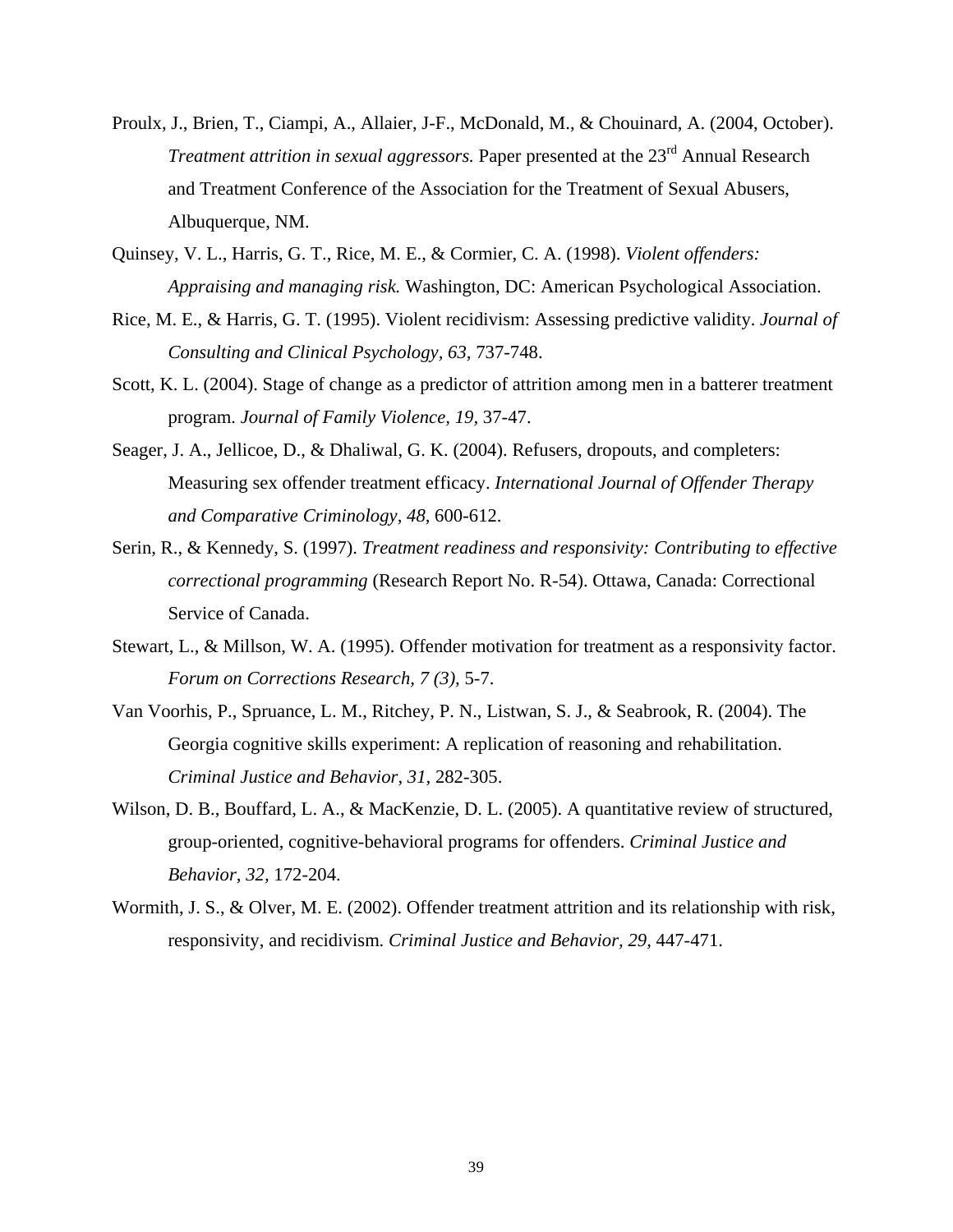Proulx, J., Brien, T., Ciampi, A., Allaier, J-F., McDonald, M., & Chouinard, A. (2004, October). *Treatment attrition in sexual aggressors.* Paper presented at the 23rd Annual Research and Treatment Conference of the Association for the Treatment of Sexual Abusers, Albuquerque, NM.

Quinsey, V. L., Harris, G. T., Rice, M. E., & Cormier, C. A. (1998). *Violent offenders: Appraising and managing risk.* Washington, DC: American Psychological Association.

Rice, M. E., & Harris, G. T. (1995). Violent recidivism: Assessing predictive validity. *Journal of Consulting and Clinical Psychology, 63*, 737-748.

Scott, K. L. (2004). Stage of change as a predictor of attrition among men in a batterer treatment program. *Journal of Family Violence, 19*, 37-47.

Seager, J. A., Jellicoe, D., & Dhaliwal, G. K. (2004). Refusers, dropouts, and completers: Measuring sex offender treatment efficacy. *International Journal of Offender Therapy and Comparative Criminology, 48*, 600-612.

Serin, R., & Kennedy, S. (1997). *Treatment readiness and responsivity: Contributing to effective correctional programming* (Research Report No. R-54). Ottawa, Canada: Correctional Service of Canada.

Stewart, L., & Millson, W. A. (1995). Offender motivation for treatment as a responsivity factor. *Forum on Corrections Research, 7 (3)*, 5-7.

Van Voorhis, P., Spruance, L. M., Ritchey, P. N., Listwan, S. J., & Seabrook, R. (2004). The Georgia cognitive skills experiment: A replication of reasoning and rehabilitation. *Criminal Justice and Behavior, 31*, 282-305.

Wilson, D. B., Bouffard, L. A., & MacKenzie, D. L. (2005). A quantitative review of structured, group-oriented, cognitive-behavioral programs for offenders. *Criminal Justice and Behavior*, *32*, 172-204.

Wormith, J. S., & Olver, M. E. (2002). Offender treatment attrition and its relationship with risk, responsivity, and recidivism. *Criminal Justice and Behavior, 29*, 447-471.